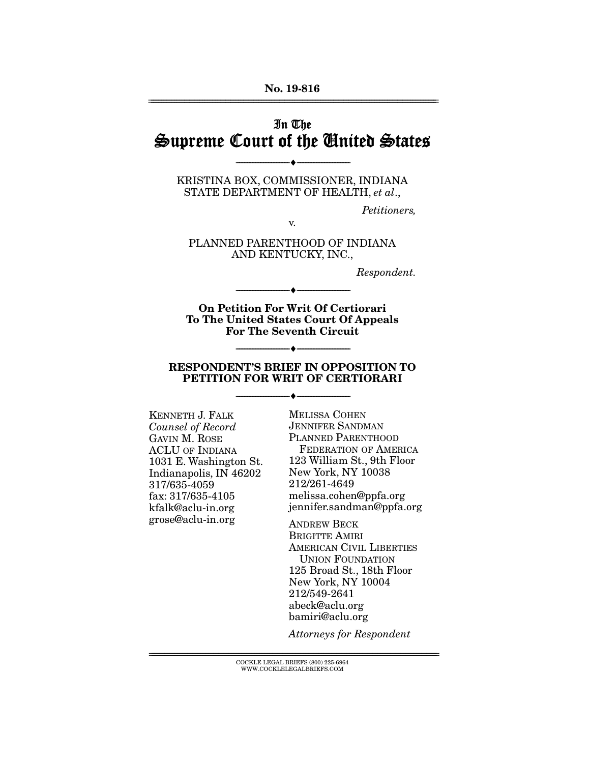**No. 19-816**

# In The Supreme Court of the United States

---

KRISTINA BOX, COMMISSIONER, INDIANA STATE DEPARTMENT OF HEALTH, *et al*.,

*Petitioners,*

v.

PLANNED PARENTHOOD OF INDIANA AND KENTUCKY, INC.,

*Respondent.*

---

**On Petition For Writ Of Certiorari To The United States Court Of Appeals For The Seventh Circuit**

---

**RESPONDENT'S BRIEF IN OPPOSITION TO PETITION FOR WRIT OF CERTIORARI**

---

KENNETH J. FALK
*Counsel of Record*
GAVIN M. ROSE
ACLU OF INDIANA
1031 E. Washington St.
Indianapolis, IN 46202
317/635-4059
fax: 317/635-4105
kfalk@aclu-in.org
grose@aclu-in.org

MELISSA COHEN
JENNIFER SANDMAN
PLANNED PARENTHOOD FEDERATION OF AMERICA
123 William St., 9th Floor
New York, NY 10038
212/261-4649
melissa.cohen@ppfa.org
jennifer.sandman@ppfa.org

ANDREW BECK
BRIGITTE AMIRI
AMERICAN CIVIL LIBERTIES UNION FOUNDATION
125 Broad St., 18th Floor
New York, NY 10004
212/549-2641
abeck@aclu.org
bamiri@aclu.org

*Attorneys for Respondent*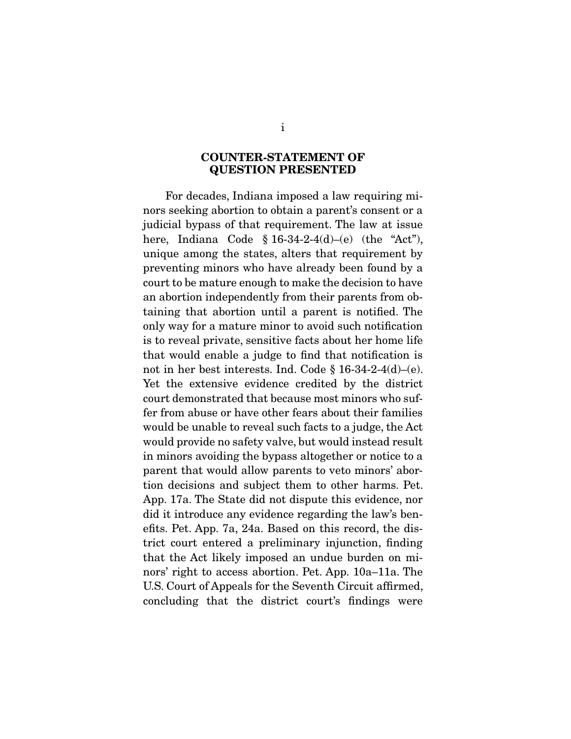# COUNTER-STATEMENT OF QUESTION PRESENTED

For decades, Indiana imposed a law requiring minors seeking abortion to obtain a parent's consent or a judicial bypass of that requirement. The law at issue here, Indiana Code § 16-34-2-4(d)–(e) (the "Act"), unique among the states, alters that requirement by preventing minors who have already been found by a court to be mature enough to make the decision to have an abortion independently from their parents from obtaining that abortion until a parent is notified. The only way for a mature minor to avoid such notification is to reveal private, sensitive facts about her home life that would enable a judge to find that notification is not in her best interests. Ind. Code § 16-34-2-4(d)–(e). Yet the extensive evidence credited by the district court demonstrated that because most minors who suffer from abuse or have other fears about their families would be unable to reveal such facts to a judge, the Act would provide no safety valve, but would instead result in minors avoiding the bypass altogether or notice to a parent that would allow parents to veto minors' abortion decisions and subject them to other harms. Pet. App. 17a. The State did not dispute this evidence, nor did it introduce any evidence regarding the law's benefits. Pet. App. 7a, 24a. Based on this record, the district court entered a preliminary injunction, finding that the Act likely imposed an undue burden on minors' right to access abortion. Pet. App. 10a–11a. The U.S. Court of Appeals for the Seventh Circuit affirmed, concluding that the district court's findings were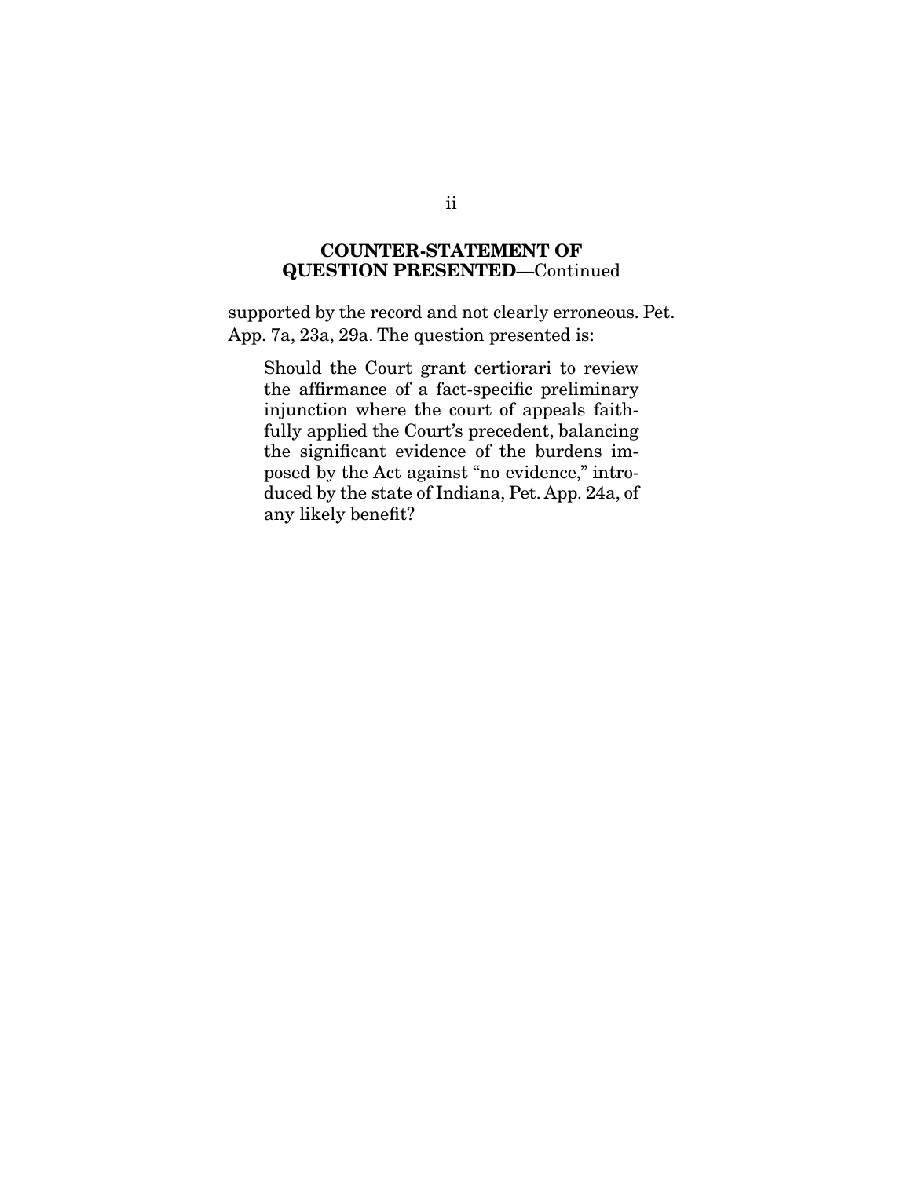## COUNTER-STATEMENT OF QUESTION PRESENTED—Continued

supported by the record and not clearly erroneous. Pet. App. 7a, 23a, 29a. The question presented is:

> Should the Court grant certiorari to review the affirmance of a fact-specific preliminary injunction where the court of appeals faithfully applied the Court's precedent, balancing the significant evidence of the burdens imposed by the Act against "no evidence," introduced by the state of Indiana, Pet. App. 24a, of any likely benefit?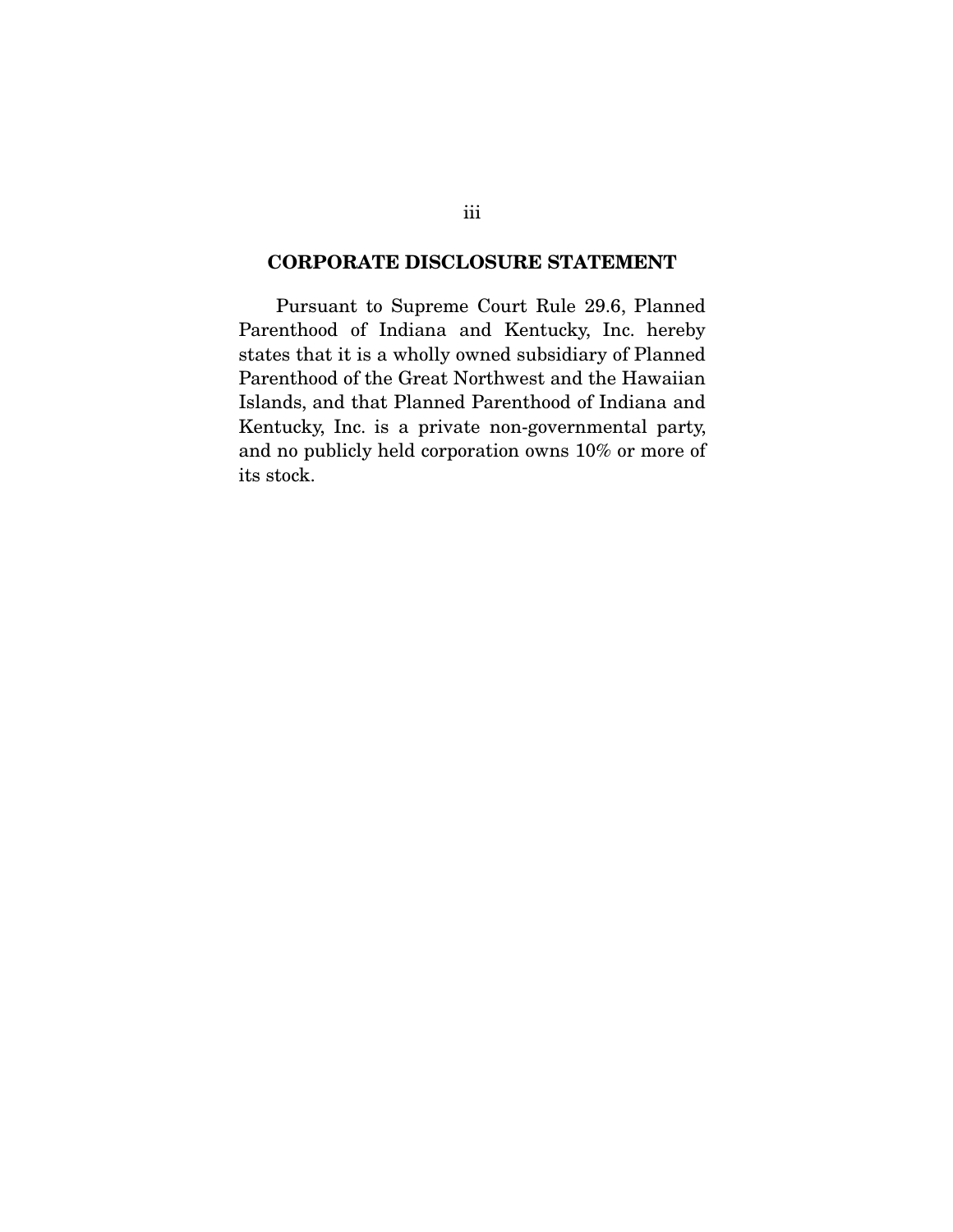## CORPORATE DISCLOSURE STATEMENT

Pursuant to Supreme Court Rule 29.6, Planned Parenthood of Indiana and Kentucky, Inc. hereby states that it is a wholly owned subsidiary of Planned Parenthood of the Great Northwest and the Hawaiian Islands, and that Planned Parenthood of Indiana and Kentucky, Inc. is a private non-governmental party, and no publicly held corporation owns 10% or more of its stock.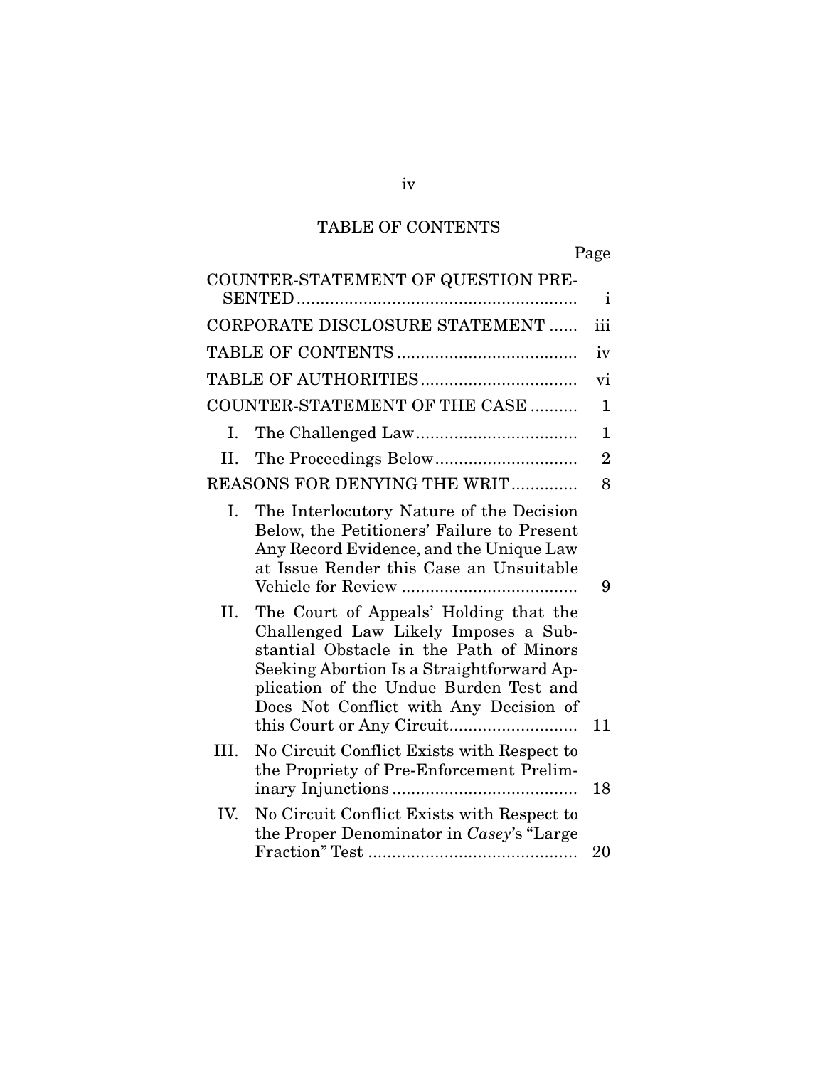# TABLE OF CONTENTS

| | Page |
|---|---|
| COUNTER-STATEMENT OF QUESTION PRESENTED | i |
| CORPORATE DISCLOSURE STATEMENT | iii |
| TABLE OF CONTENTS | iv |
| TABLE OF AUTHORITIES | vi |
| COUNTER-STATEMENT OF THE CASE | 1 |
| I. The Challenged Law | 1 |
| II. The Proceedings Below | 2 |
| REASONS FOR DENYING THE WRIT | 8 |
| I. The Interlocutory Nature of the Decision Below, the Petitioners' Failure to Present Any Record Evidence, and the Unique Law at Issue Render this Case an Unsuitable Vehicle for Review | 9 |
| II. The Court of Appeals' Holding that the Challenged Law Likely Imposes a Substantial Obstacle in the Path of Minors Seeking Abortion Is a Straightforward Application of the Undue Burden Test and Does Not Conflict with Any Decision of this Court or Any Circuit | 11 |
| III. No Circuit Conflict Exists with Respect to the Propriety of Pre-Enforcement Preliminary Injunctions | 18 |
| IV. No Circuit Conflict Exists with Respect to the Proper Denominator in *Casey*'s "Large Fraction" Test | 20 |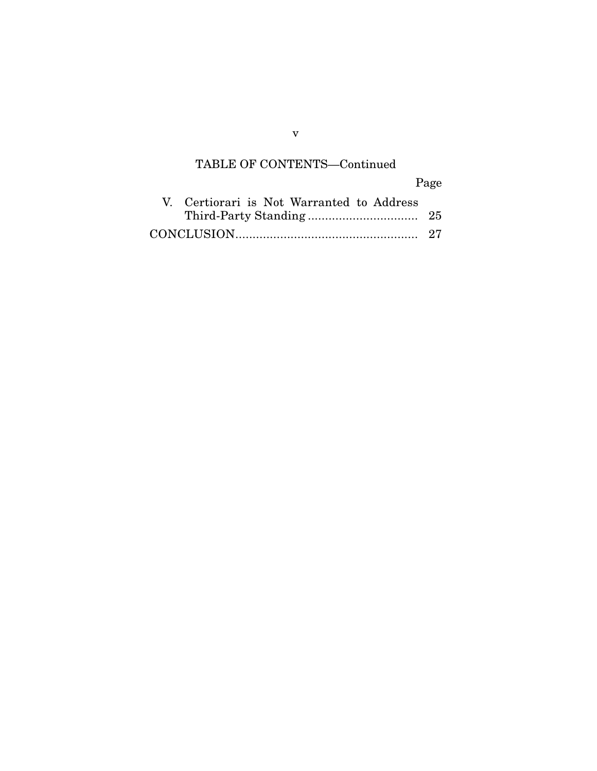TABLE OF CONTENTS—Continued

| | Page |
|---|---|
| V. Certiorari is Not Warranted to Address Third-Party Standing | 25 |
| CONCLUSION | 27 |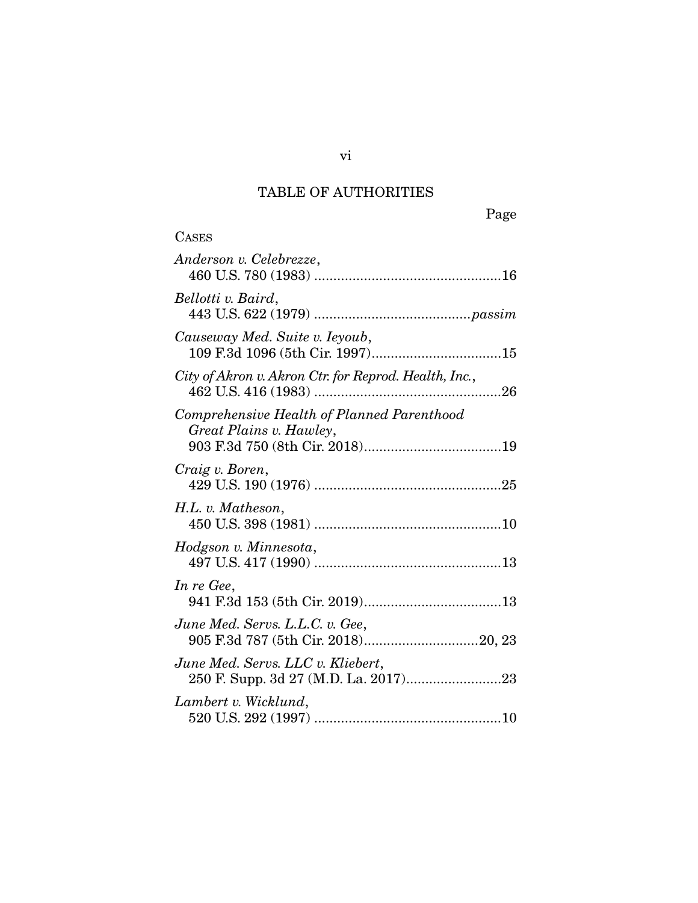# TABLE OF AUTHORITIES

Page

CASES

*Anderson v. Celebrezze*,
460 U.S. 780 (1983) ....................................................16

*Bellotti v. Baird*,
443 U.S. 622 (1979) ...........................................*passim*

*Causeway Med. Suite v. Ieyoub*,
109 F.3d 1096 (5th Cir. 1997)....................................15

*City of Akron v. Akron Ctr. for Reprod. Health, Inc.*,
462 U.S. 416 (1983) ....................................................26

*Comprehensive Health of Planned Parenthood Great Plains v. Hawley*,
903 F.3d 750 (8th Cir. 2018)......................................19

*Craig v. Boren*,
429 U.S. 190 (1976) ....................................................25

*H.L. v. Matheson*,
450 U.S. 398 (1981) ....................................................10

*Hodgson v. Minnesota*,
497 U.S. 417 (1990) ....................................................13

*In re Gee*,
941 F.3d 153 (5th Cir. 2019)......................................13

*June Med. Servs. L.L.C. v. Gee*,
905 F.3d 787 (5th Cir. 2018)................................20, 23

*June Med. Servs. LLC v. Kliebert*,
250 F. Supp. 3d 27 (M.D. La. 2017).........................23

*Lambert v. Wicklund*,
520 U.S. 292 (1997) ....................................................10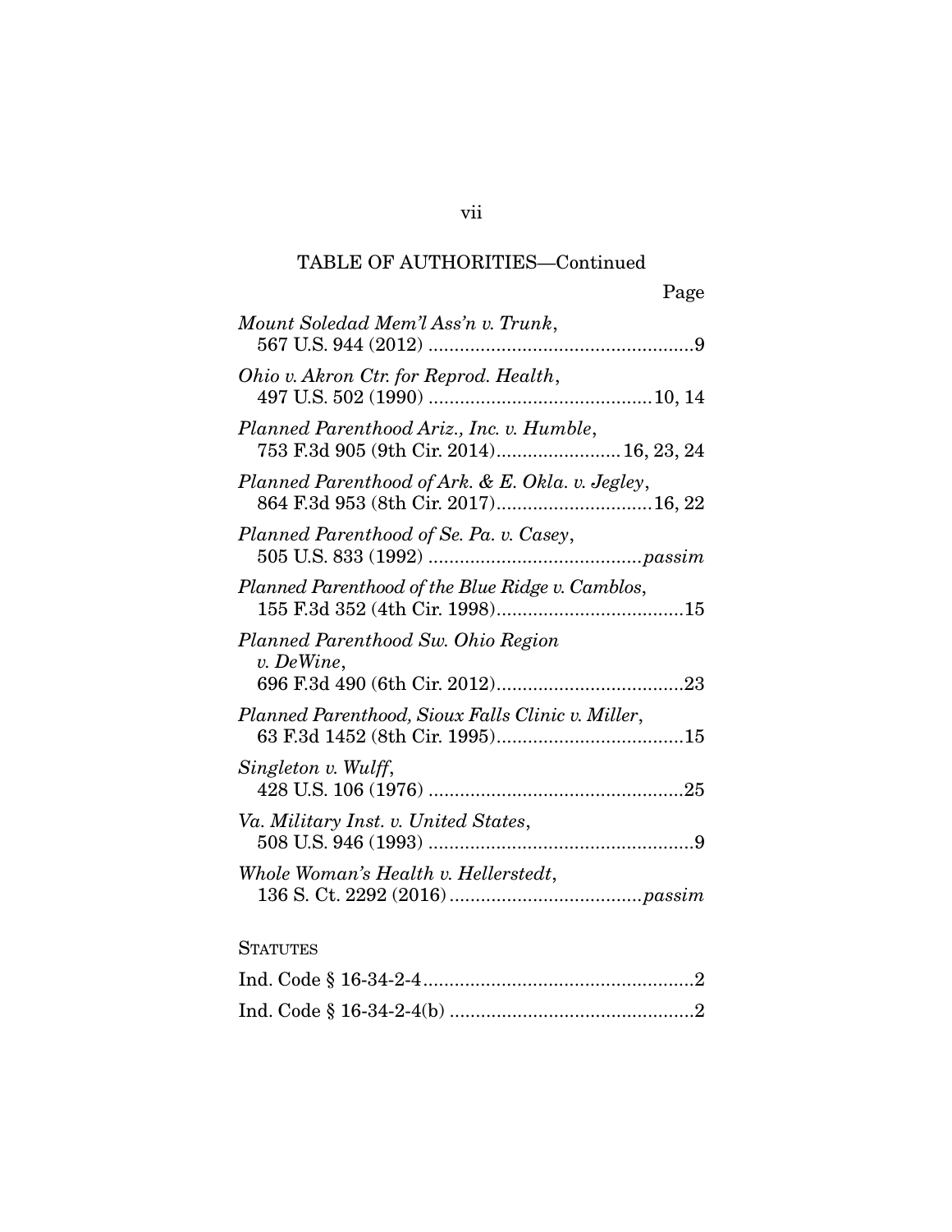TABLE OF AUTHORITIES—Continued

Page

*Mount Soledad Mem'l Ass'n v. Trunk*, 567 U.S. 944 (2012) ....................................................9

*Ohio v. Akron Ctr. for Reprod. Health*, 497 U.S. 502 (1990) ...........................................10, 14

*Planned Parenthood Ariz., Inc. v. Humble*, 753 F.3d 905 (9th Cir. 2014)........................16, 23, 24

*Planned Parenthood of Ark. & E. Okla. v. Jegley*, 864 F.3d 953 (8th Cir. 2017)..............................16, 22

*Planned Parenthood of Se. Pa. v. Casey*, 505 U.S. 833 (1992) .........................................*passim*

*Planned Parenthood of the Blue Ridge v. Camblos*, 155 F.3d 352 (4th Cir. 1998)....................................15

*Planned Parenthood Sw. Ohio Region v. DeWine*, 696 F.3d 490 (6th Cir. 2012)....................................23

*Planned Parenthood, Sioux Falls Clinic v. Miller*, 63 F.3d 1452 (8th Cir. 1995)....................................15

*Singleton v. Wulff*, 428 U.S. 106 (1976) .................................................25

*Va. Military Inst. v. United States*, 508 U.S. 946 (1993) ...................................................9

*Whole Woman's Health v. Hellerstedt*, 136 S. Ct. 2292 (2016) ....................................*passim*

STATUTES

Ind. Code § 16-34-2-4....................................................2

Ind. Code § 16-34-2-4(b) ...............................................2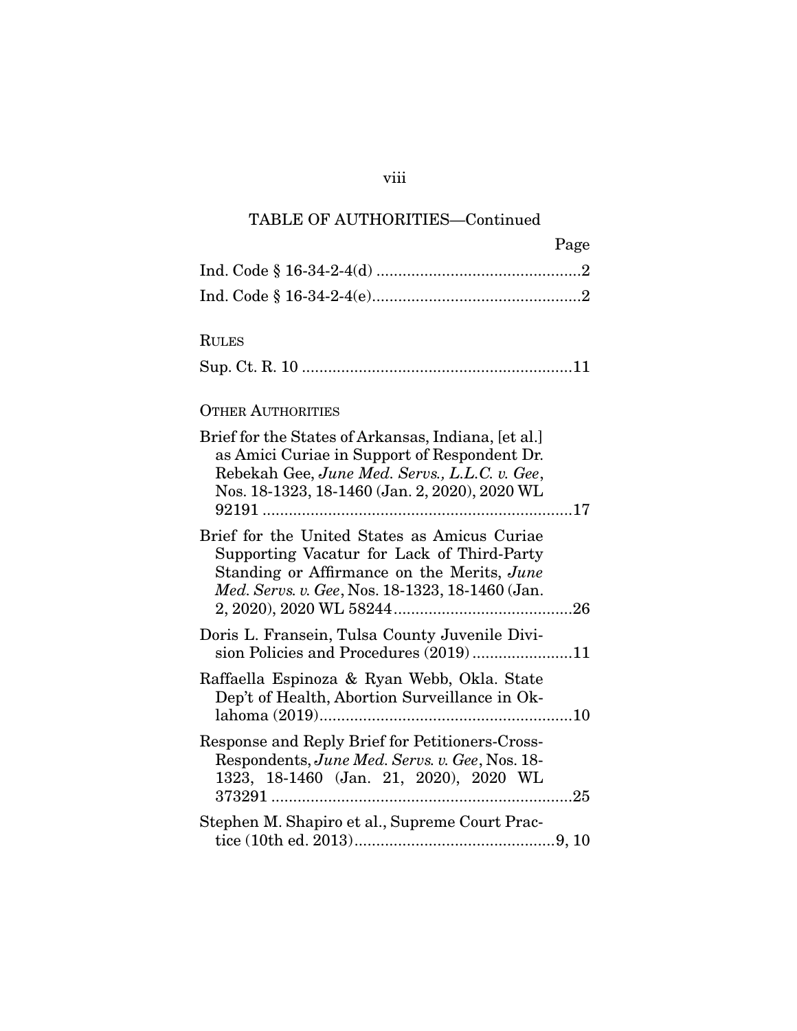TABLE OF AUTHORITIES—Continued

Page

Ind. Code § 16-34-2-4(d) ..............................................2

Ind. Code § 16-34-2-4(e)...............................................2

RULES

Sup. Ct. R. 10 .............................................................11

OTHER AUTHORITIES

Brief for the States of Arkansas, Indiana, [et al.] as Amici Curiae in Support of Respondent Dr. Rebekah Gee, *June Med. Servs., L.L.C. v. Gee*, Nos. 18-1323, 18-1460 (Jan. 2, 2020), 2020 WL 92191 ......................................................................17

Brief for the United States as Amicus Curiae Supporting Vacatur for Lack of Third-Party Standing or Affirmance on the Merits, *June Med. Servs. v. Gee*, Nos. 18-1323, 18-1460 (Jan. 2, 2020), 2020 WL 58244.........................................26

Doris L. Fransein, Tulsa County Juvenile Division Policies and Procedures (2019) .......................11

Raffaella Espinoza & Ryan Webb, Okla. State Dep't of Health, Abortion Surveillance in Oklahoma (2019).........................................................10

Response and Reply Brief for Petitioners-Cross-Respondents, *June Med. Servs. v. Gee*, Nos. 18-1323, 18-1460 (Jan. 21, 2020), 2020 WL 373291 ....................................................................25

Stephen M. Shapiro et al., Supreme Court Practice (10th ed. 2013).............................................9, 10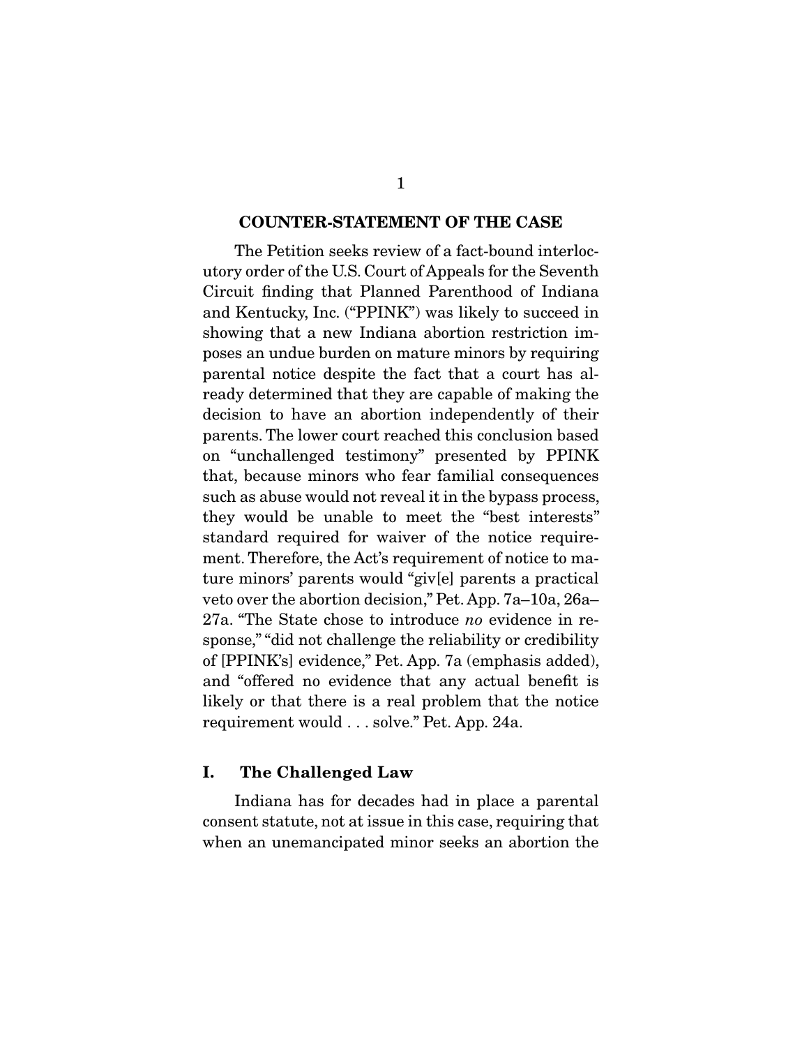## COUNTER-STATEMENT OF THE CASE

The Petition seeks review of a fact-bound interlocutory order of the U.S. Court of Appeals for the Seventh Circuit finding that Planned Parenthood of Indiana and Kentucky, Inc. ("PPINK") was likely to succeed in showing that a new Indiana abortion restriction imposes an undue burden on mature minors by requiring parental notice despite the fact that a court has already determined that they are capable of making the decision to have an abortion independently of their parents. The lower court reached this conclusion based on "unchallenged testimony" presented by PPINK that, because minors who fear familial consequences such as abuse would not reveal it in the bypass process, they would be unable to meet the "best interests" standard required for waiver of the notice requirement. Therefore, the Act's requirement of notice to mature minors' parents would "giv[e] parents a practical veto over the abortion decision," Pet. App. 7a–10a, 26a–27a. "The State chose to introduce *no* evidence in response," "did not challenge the reliability or credibility of [PPINK's] evidence," Pet. App. 7a (emphasis added), and "offered no evidence that any actual benefit is likely or that there is a real problem that the notice requirement would . . . solve." Pet. App. 24a.

### I. The Challenged Law

Indiana has for decades had in place a parental consent statute, not at issue in this case, requiring that when an unemancipated minor seeks an abortion the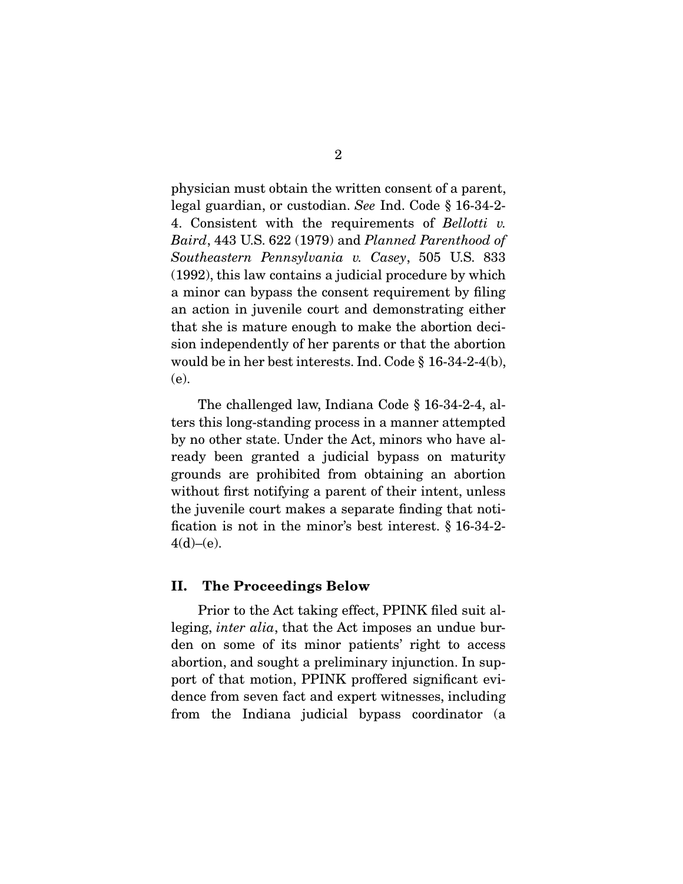physician must obtain the written consent of a parent, legal guardian, or custodian. *See* Ind. Code § 16-34-2-4. Consistent with the requirements of *Bellotti v. Baird*, 443 U.S. 622 (1979) and *Planned Parenthood of Southeastern Pennsylvania v. Casey*, 505 U.S. 833 (1992), this law contains a judicial procedure by which a minor can bypass the consent requirement by filing an action in juvenile court and demonstrating either that she is mature enough to make the abortion decision independently of her parents or that the abortion would be in her best interests. Ind. Code § 16-34-2-4(b), (e).

The challenged law, Indiana Code § 16-34-2-4, alters this long-standing process in a manner attempted by no other state. Under the Act, minors who have already been granted a judicial bypass on maturity grounds are prohibited from obtaining an abortion without first notifying a parent of their intent, unless the juvenile court makes a separate finding that notification is not in the minor's best interest. § 16-34-2-4(d)–(e).

## II. The Proceedings Below

Prior to the Act taking effect, PPINK filed suit alleging, *inter alia*, that the Act imposes an undue burden on some of its minor patients' right to access abortion, and sought a preliminary injunction. In support of that motion, PPINK proffered significant evidence from seven fact and expert witnesses, including from the Indiana judicial bypass coordinator (a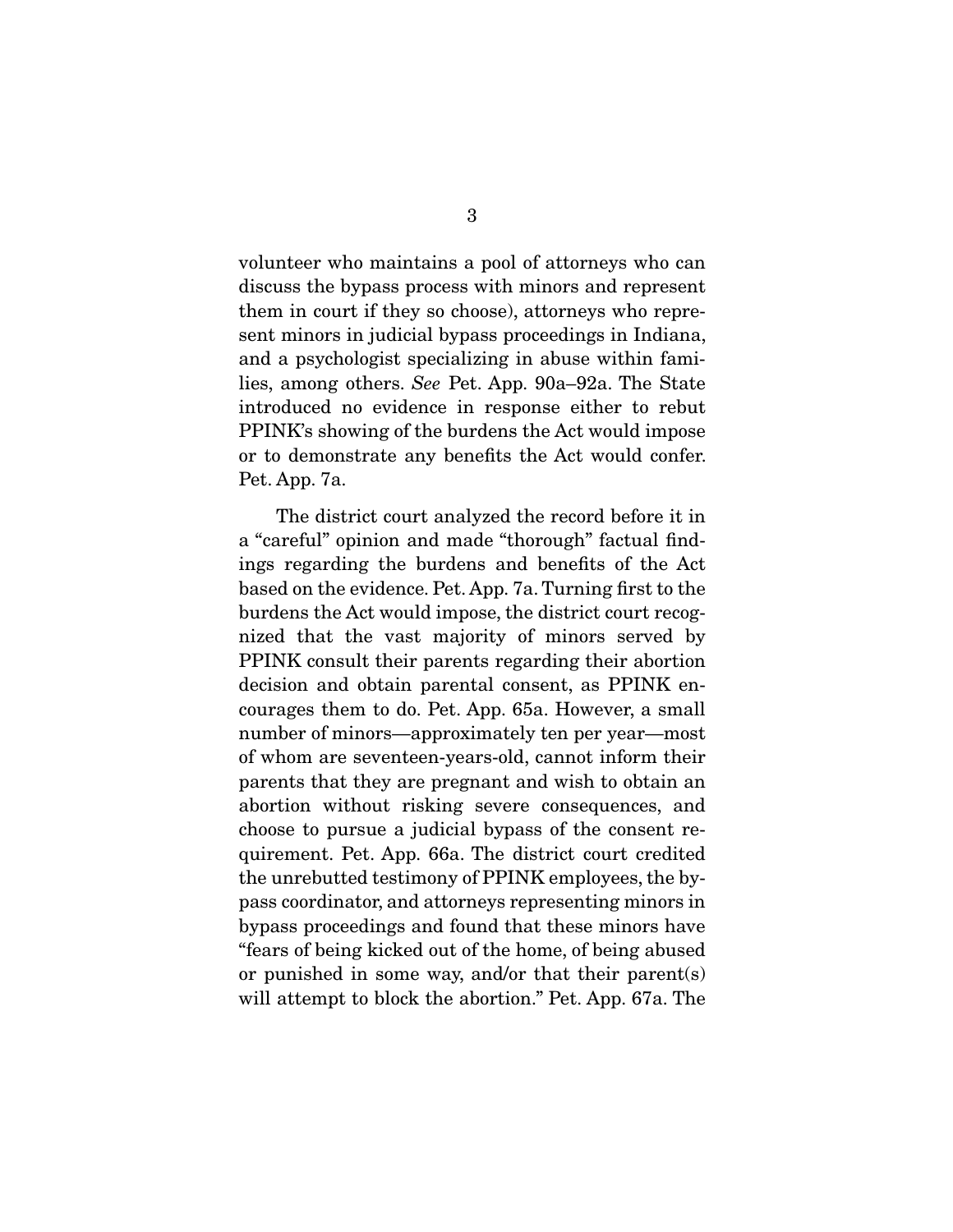volunteer who maintains a pool of attorneys who can discuss the bypass process with minors and represent them in court if they so choose), attorneys who represent minors in judicial bypass proceedings in Indiana, and a psychologist specializing in abuse within families, among others. *See* Pet. App. 90a–92a. The State introduced no evidence in response either to rebut PPINK's showing of the burdens the Act would impose or to demonstrate any benefits the Act would confer. Pet. App. 7a.

The district court analyzed the record before it in a "careful" opinion and made "thorough" factual findings regarding the burdens and benefits of the Act based on the evidence. Pet. App. 7a. Turning first to the burdens the Act would impose, the district court recognized that the vast majority of minors served by PPINK consult their parents regarding their abortion decision and obtain parental consent, as PPINK encourages them to do. Pet. App. 65a. However, a small number of minors—approximately ten per year—most of whom are seventeen-years-old, cannot inform their parents that they are pregnant and wish to obtain an abortion without risking severe consequences, and choose to pursue a judicial bypass of the consent requirement. Pet. App. 66a. The district court credited the unrebutted testimony of PPINK employees, the bypass coordinator, and attorneys representing minors in bypass proceedings and found that these minors have "fears of being kicked out of the home, of being abused or punished in some way, and/or that their parent(s) will attempt to block the abortion." Pet. App. 67a. The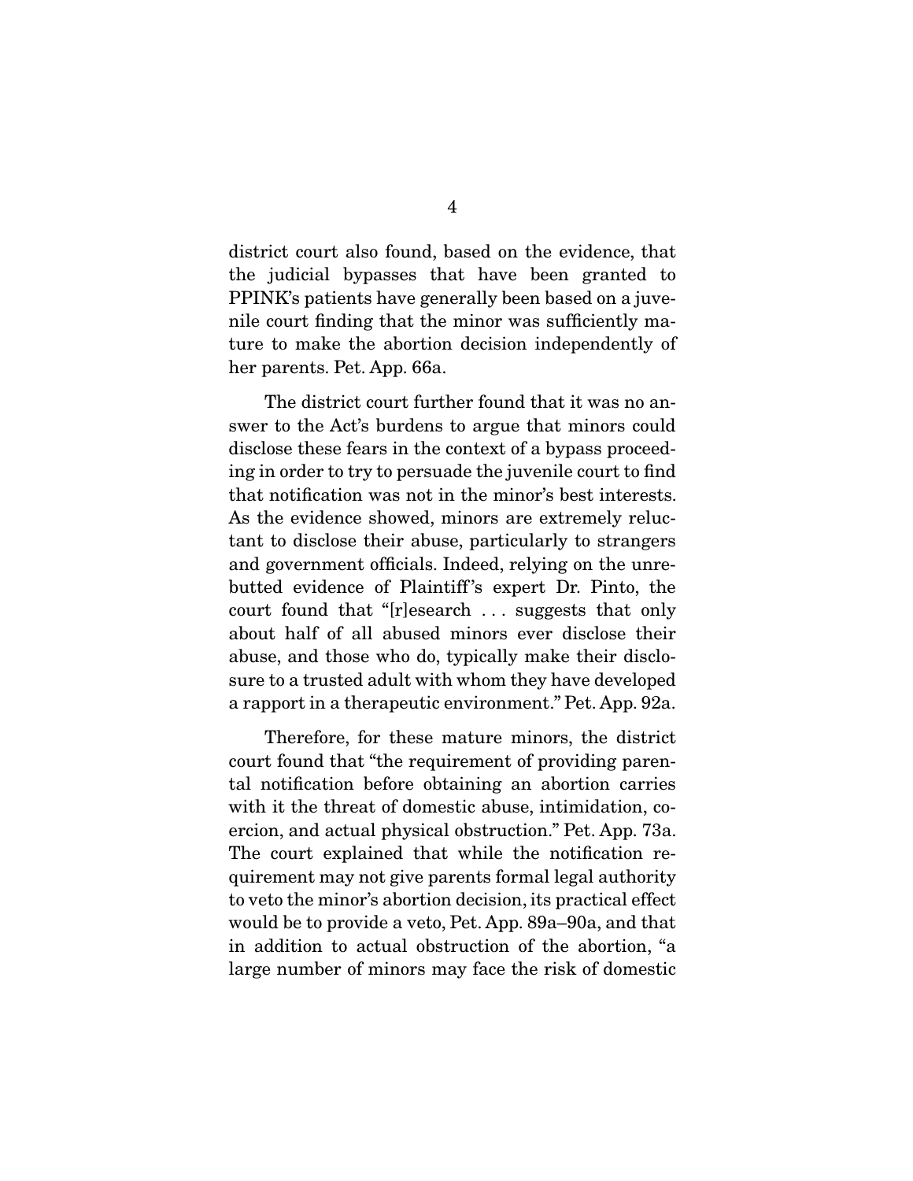district court also found, based on the evidence, that the judicial bypasses that have been granted to PPINK's patients have generally been based on a juvenile court finding that the minor was sufficiently mature to make the abortion decision independently of her parents. Pet. App. 66a.

The district court further found that it was no answer to the Act's burdens to argue that minors could disclose these fears in the context of a bypass proceeding in order to try to persuade the juvenile court to find that notification was not in the minor's best interests. As the evidence showed, minors are extremely reluctant to disclose their abuse, particularly to strangers and government officials. Indeed, relying on the unrebutted evidence of Plaintiff's expert Dr. Pinto, the court found that "[r]esearch . . . suggests that only about half of all abused minors ever disclose their abuse, and those who do, typically make their disclosure to a trusted adult with whom they have developed a rapport in a therapeutic environment." Pet. App. 92a.

Therefore, for these mature minors, the district court found that "the requirement of providing parental notification before obtaining an abortion carries with it the threat of domestic abuse, intimidation, coercion, and actual physical obstruction." Pet. App. 73a. The court explained that while the notification requirement may not give parents formal legal authority to veto the minor's abortion decision, its practical effect would be to provide a veto, Pet. App. 89a–90a, and that in addition to actual obstruction of the abortion, "a large number of minors may face the risk of domestic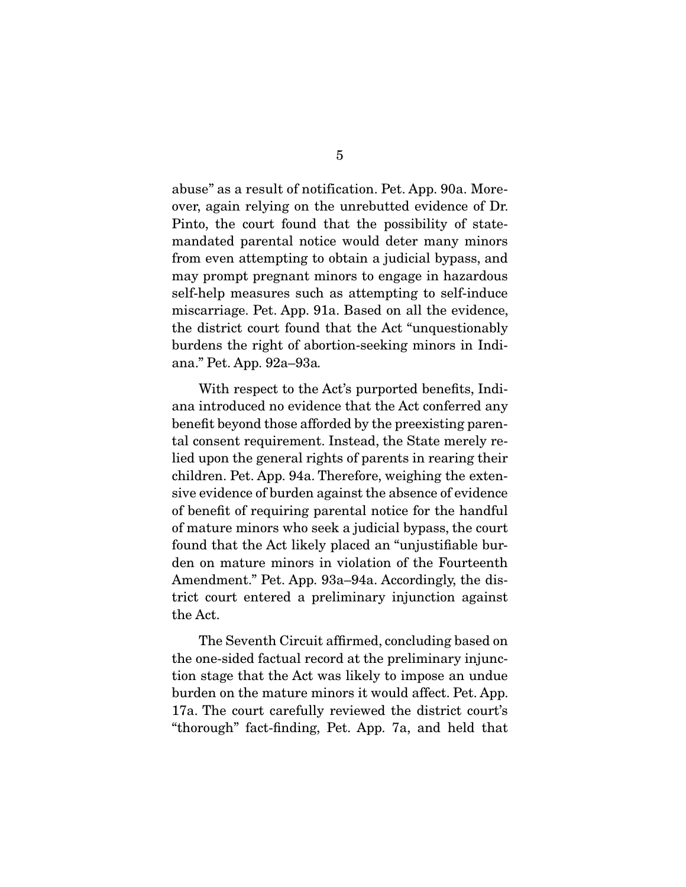abuse" as a result of notification. Pet. App. 90a. Moreover, again relying on the unrebutted evidence of Dr. Pinto, the court found that the possibility of state-mandated parental notice would deter many minors from even attempting to obtain a judicial bypass, and may prompt pregnant minors to engage in hazardous self-help measures such as attempting to self-induce miscarriage. Pet. App. 91a. Based on all the evidence, the district court found that the Act "unquestionably burdens the right of abortion-seeking minors in Indiana." Pet. App. 92a–93a.

With respect to the Act's purported benefits, Indiana introduced no evidence that the Act conferred any benefit beyond those afforded by the preexisting parental consent requirement. Instead, the State merely relied upon the general rights of parents in rearing their children. Pet. App. 94a. Therefore, weighing the extensive evidence of burden against the absence of evidence of benefit of requiring parental notice for the handful of mature minors who seek a judicial bypass, the court found that the Act likely placed an "unjustifiable burden on mature minors in violation of the Fourteenth Amendment." Pet. App. 93a–94a. Accordingly, the district court entered a preliminary injunction against the Act.

The Seventh Circuit affirmed, concluding based on the one-sided factual record at the preliminary injunction stage that the Act was likely to impose an undue burden on the mature minors it would affect. Pet. App. 17a. The court carefully reviewed the district court's "thorough" fact-finding, Pet. App. 7a, and held that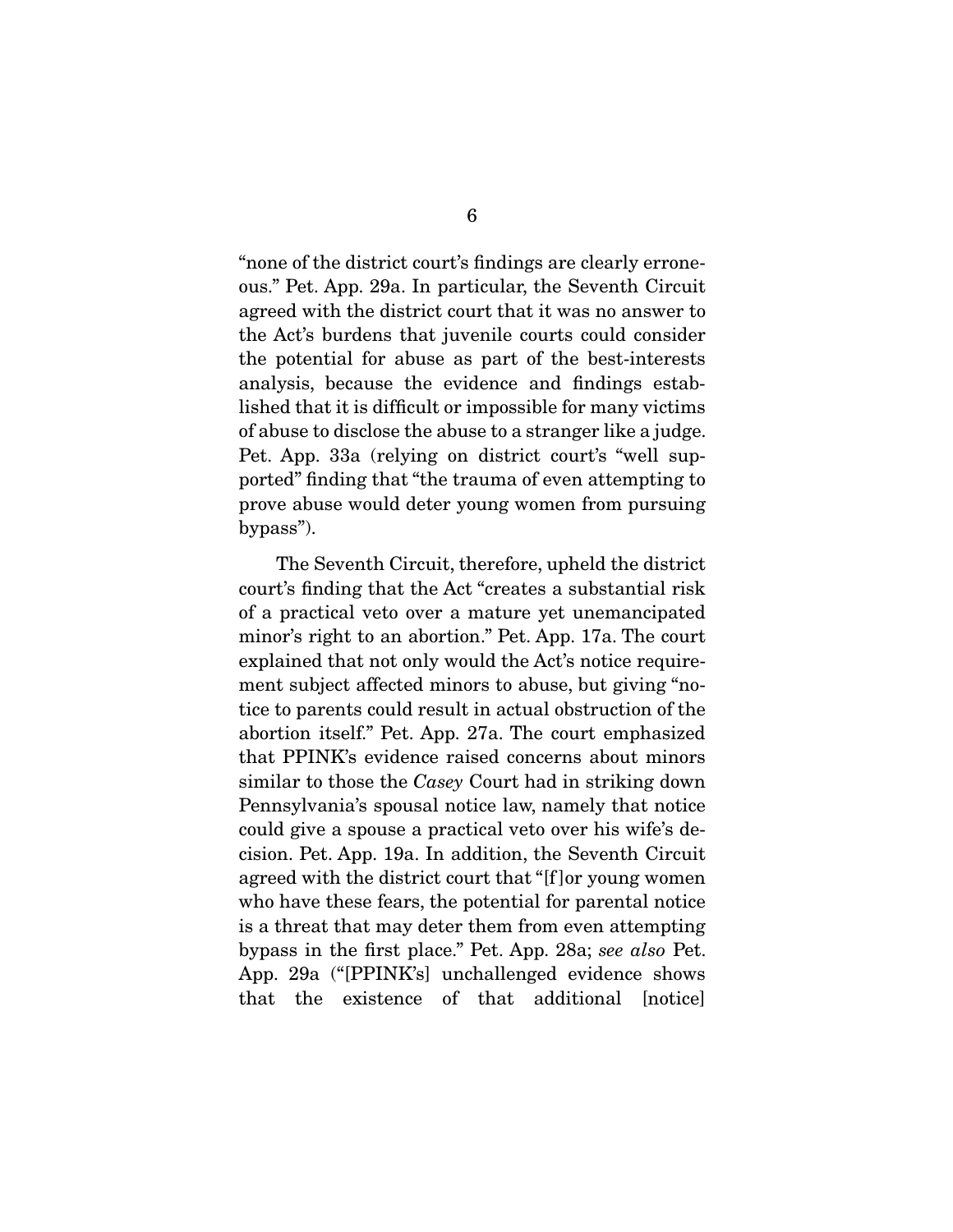"none of the district court's findings are clearly erroneous." Pet. App. 29a. In particular, the Seventh Circuit agreed with the district court that it was no answer to the Act's burdens that juvenile courts could consider the potential for abuse as part of the best-interests analysis, because the evidence and findings established that it is difficult or impossible for many victims of abuse to disclose the abuse to a stranger like a judge. Pet. App. 33a (relying on district court's "well supported" finding that "the trauma of even attempting to prove abuse would deter young women from pursuing bypass").

The Seventh Circuit, therefore, upheld the district court's finding that the Act "creates a substantial risk of a practical veto over a mature yet unemancipated minor's right to an abortion." Pet. App. 17a. The court explained that not only would the Act's notice requirement subject affected minors to abuse, but giving "notice to parents could result in actual obstruction of the abortion itself." Pet. App. 27a. The court emphasized that PPINK's evidence raised concerns about minors similar to those the *Casey* Court had in striking down Pennsylvania's spousal notice law, namely that notice could give a spouse a practical veto over his wife's decision. Pet. App. 19a. In addition, the Seventh Circuit agreed with the district court that "[f]or young women who have these fears, the potential for parental notice is a threat that may deter them from even attempting bypass in the first place." Pet. App. 28a; *see also* Pet. App. 29a ("[PPINK's] unchallenged evidence shows that the existence of that additional [notice]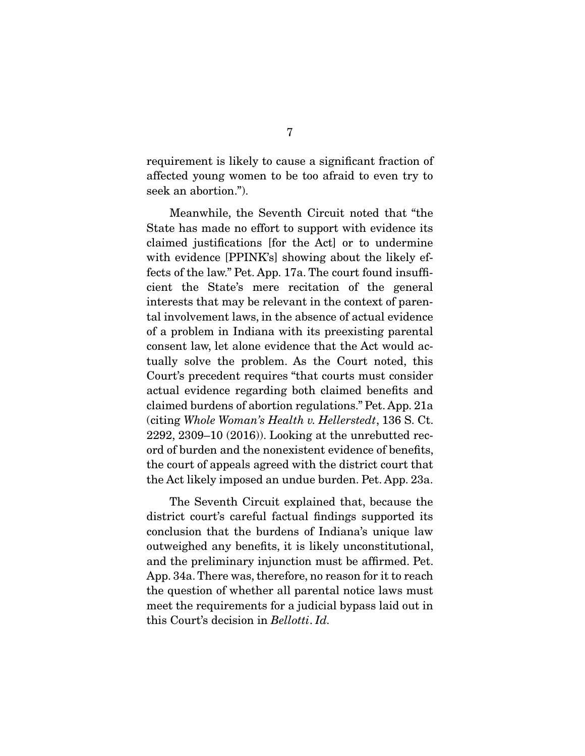requirement is likely to cause a significant fraction of affected young women to be too afraid to even try to seek an abortion.").

Meanwhile, the Seventh Circuit noted that "the State has made no effort to support with evidence its claimed justifications [for the Act] or to undermine with evidence [PPINK's] showing about the likely effects of the law." Pet. App. 17a. The court found insufficient the State's mere recitation of the general interests that may be relevant in the context of parental involvement laws, in the absence of actual evidence of a problem in Indiana with its preexisting parental consent law, let alone evidence that the Act would actually solve the problem. As the Court noted, this Court's precedent requires "that courts must consider actual evidence regarding both claimed benefits and claimed burdens of abortion regulations." Pet. App. 21a (citing *Whole Woman's Health v. Hellerstedt*, 136 S. Ct. 2292, 2309–10 (2016)). Looking at the unrebutted record of burden and the nonexistent evidence of benefits, the court of appeals agreed with the district court that the Act likely imposed an undue burden. Pet. App. 23a.

The Seventh Circuit explained that, because the district court's careful factual findings supported its conclusion that the burdens of Indiana's unique law outweighed any benefits, it is likely unconstitutional, and the preliminary injunction must be affirmed. Pet. App. 34a. There was, therefore, no reason for it to reach the question of whether all parental notice laws must meet the requirements for a judicial bypass laid out in this Court's decision in *Bellotti*. *Id.*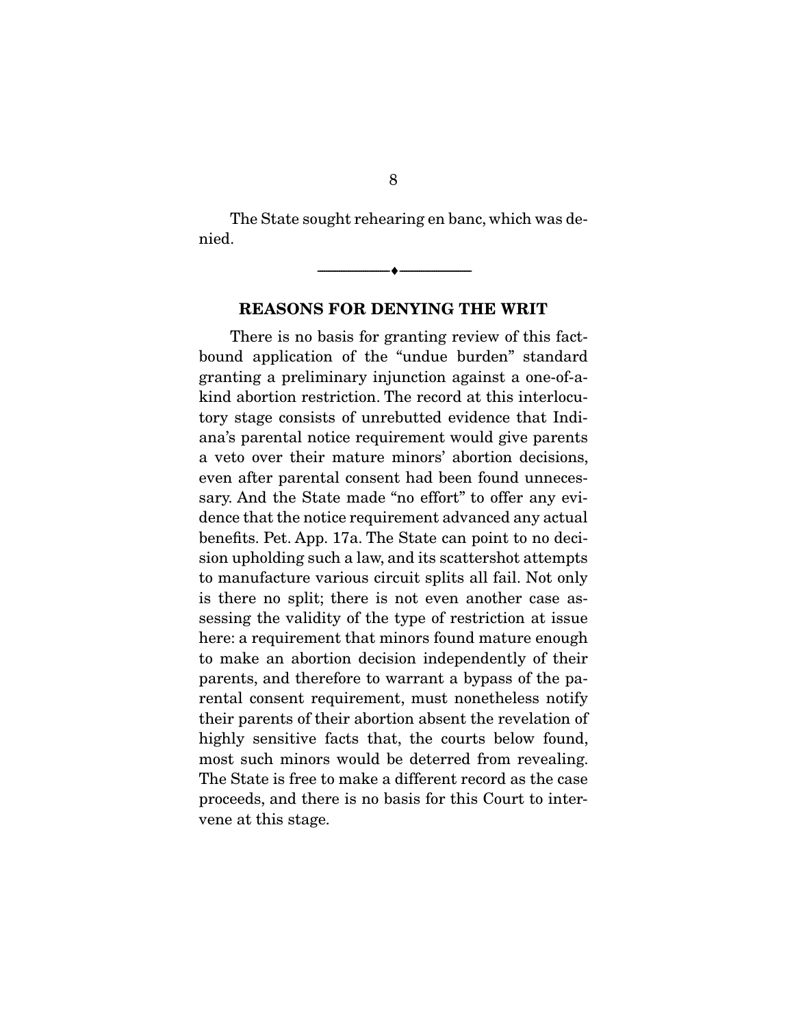The State sought rehearing en banc, which was denied.

---

## REASONS FOR DENYING THE WRIT

There is no basis for granting review of this factbound application of the "undue burden" standard granting a preliminary injunction against a one-of-a-kind abortion restriction. The record at this interlocutory stage consists of unrebutted evidence that Indiana's parental notice requirement would give parents a veto over their mature minors' abortion decisions, even after parental consent had been found unnecessary. And the State made "no effort" to offer any evidence that the notice requirement advanced any actual benefits. Pet. App. 17a. The State can point to no decision upholding such a law, and its scattershot attempts to manufacture various circuit splits all fail. Not only is there no split; there is not even another case assessing the validity of the type of restriction at issue here: a requirement that minors found mature enough to make an abortion decision independently of their parents, and therefore to warrant a bypass of the parental consent requirement, must nonetheless notify their parents of their abortion absent the revelation of highly sensitive facts that, the courts below found, most such minors would be deterred from revealing. The State is free to make a different record as the case proceeds, and there is no basis for this Court to intervene at this stage.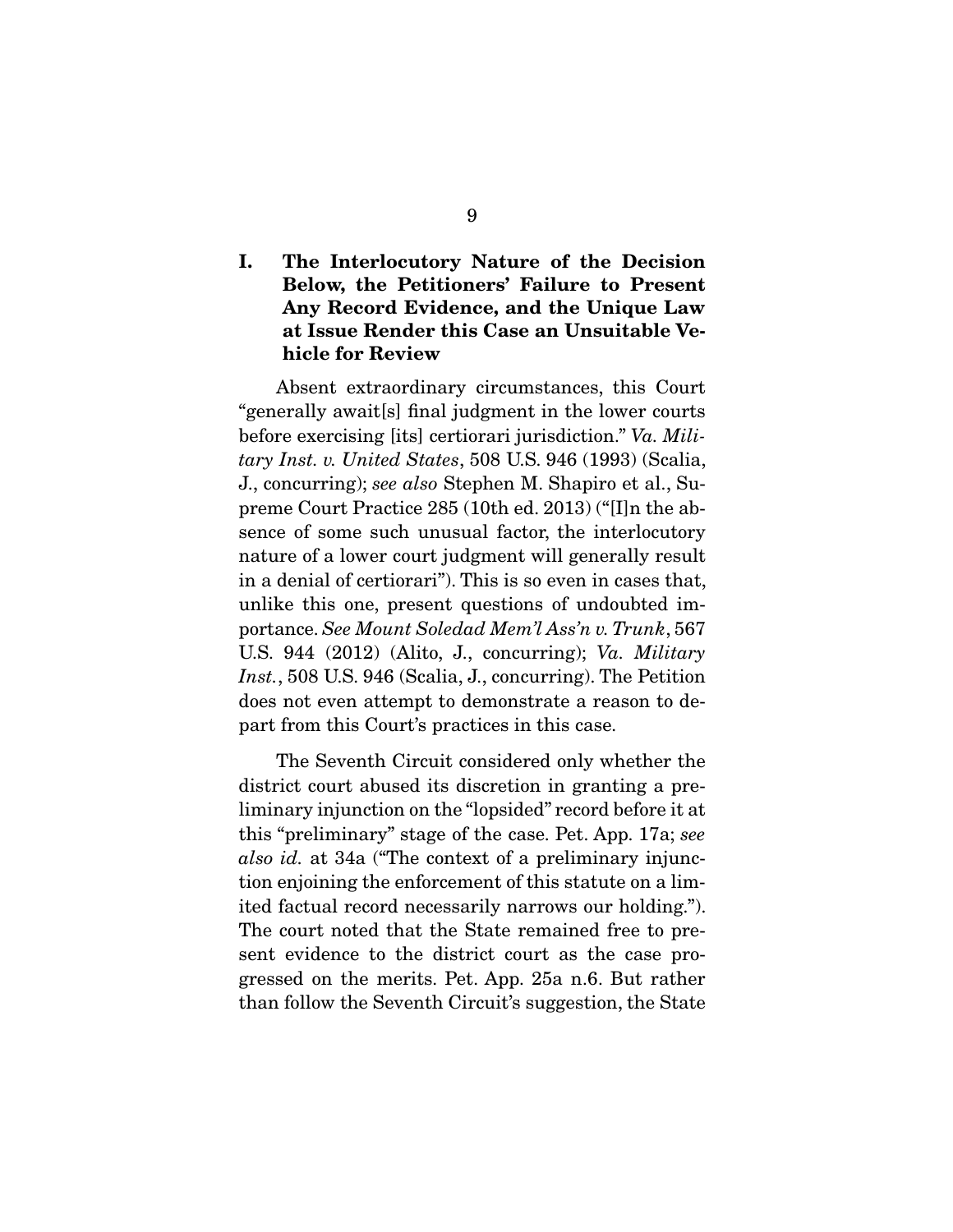## I. The Interlocutory Nature of the Decision Below, the Petitioners' Failure to Present Any Record Evidence, and the Unique Law at Issue Render this Case an Unsuitable Vehicle for Review

Absent extraordinary circumstances, this Court "generally await[s] final judgment in the lower courts before exercising [its] certiorari jurisdiction." *Va. Military Inst. v. United States*, 508 U.S. 946 (1993) (Scalia, J., concurring); *see also* Stephen M. Shapiro et al., Supreme Court Practice 285 (10th ed. 2013) ("[I]n the absence of some such unusual factor, the interlocutory nature of a lower court judgment will generally result in a denial of certiorari"). This is so even in cases that, unlike this one, present questions of undoubted importance. *See Mount Soledad Mem'l Ass'n v. Trunk*, 567 U.S. 944 (2012) (Alito, J., concurring); *Va. Military Inst.*, 508 U.S. 946 (Scalia, J., concurring). The Petition does not even attempt to demonstrate a reason to depart from this Court's practices in this case.

The Seventh Circuit considered only whether the district court abused its discretion in granting a preliminary injunction on the "lopsided" record before it at this "preliminary" stage of the case. Pet. App. 17a; *see also id.* at 34a ("The context of a preliminary injunction enjoining the enforcement of this statute on a limited factual record necessarily narrows our holding."). The court noted that the State remained free to present evidence to the district court as the case progressed on the merits. Pet. App. 25a n.6. But rather than follow the Seventh Circuit's suggestion, the State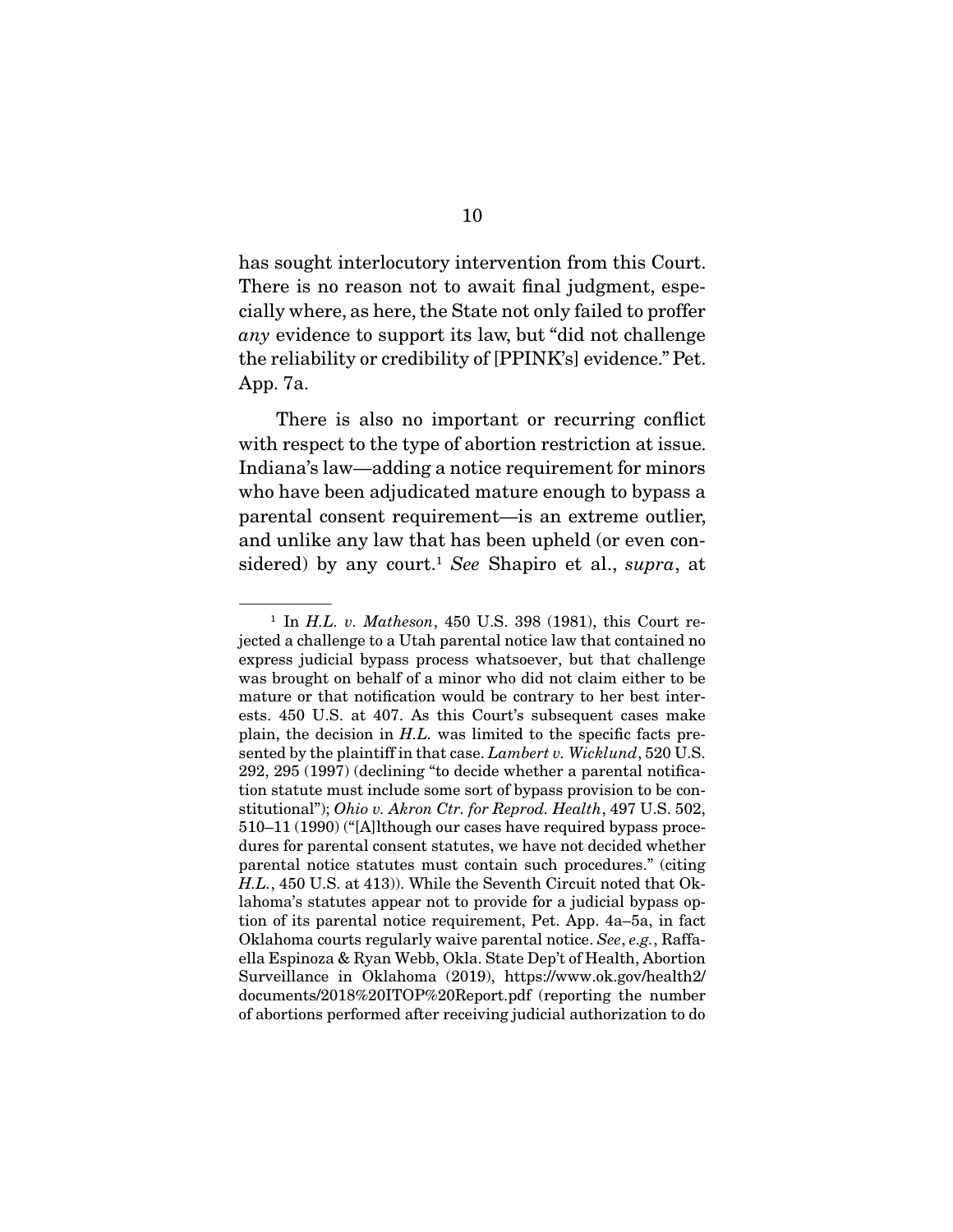has sought interlocutory intervention from this Court. There is no reason not to await final judgment, especially where, as here, the State not only failed to proffer *any* evidence to support its law, but "did not challenge the reliability or credibility of [PPINK's] evidence." Pet. App. 7a.

There is also no important or recurring conflict with respect to the type of abortion restriction at issue. Indiana's law—adding a notice requirement for minors who have been adjudicated mature enough to bypass a parental consent requirement—is an extreme outlier, and unlike any law that has been upheld (or even considered) by any court.[1] *See* Shapiro et al., *supra*, at

---

[1] In *H.L. v. Matheson*, 450 U.S. 398 (1981), this Court rejected a challenge to a Utah parental notice law that contained no express judicial bypass process whatsoever, but that challenge was brought on behalf of a minor who did not claim either to be mature or that notification would be contrary to her best interests. 450 U.S. at 407. As this Court's subsequent cases make plain, the decision in *H.L.* was limited to the specific facts presented by the plaintiff in that case. *Lambert v. Wicklund*, 520 U.S. 292, 295 (1997) (declining "to decide whether a parental notification statute must include some sort of bypass provision to be constitutional"); *Ohio v. Akron Ctr. for Reprod. Health*, 497 U.S. 502, 510–11 (1990) ("[A]lthough our cases have required bypass procedures for parental consent statutes, we have not decided whether parental notice statutes must contain such procedures." (citing *H.L.*, 450 U.S. at 413)). While the Seventh Circuit noted that Oklahoma's statutes appear not to provide for a judicial bypass option of its parental notice requirement, Pet. App. 4a–5a, in fact Oklahoma courts regularly waive parental notice. *See*, *e.g.*, Raffaella Espinoza & Ryan Webb, Okla. State Dep't of Health, Abortion Surveillance in Oklahoma (2019), https://www.ok.gov/health2/documents/2018%20ITOP%20Report.pdf (reporting the number of abortions performed after receiving judicial authorization to do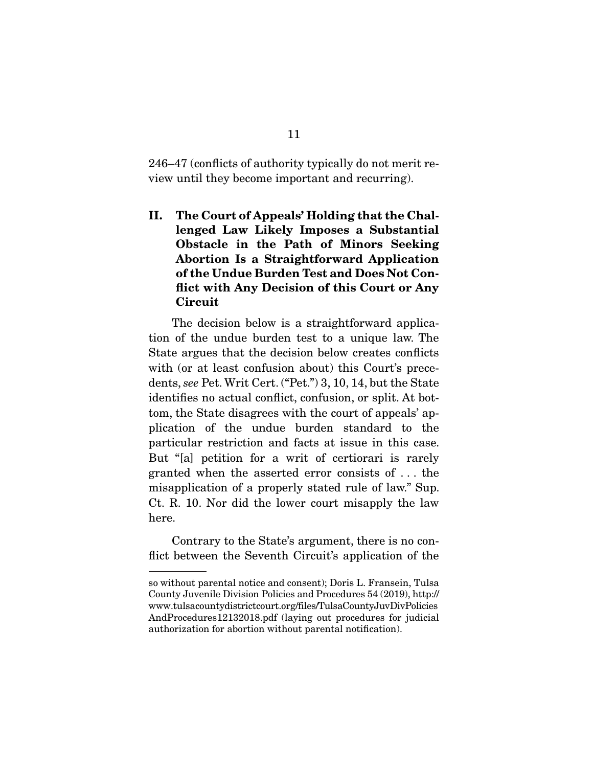246–47 (conflicts of authority typically do not merit review until they become important and recurring).

## II. The Court of Appeals' Holding that the Challenged Law Likely Imposes a Substantial Obstacle in the Path of Minors Seeking Abortion Is a Straightforward Application of the Undue Burden Test and Does Not Conflict with Any Decision of this Court or Any Circuit

The decision below is a straightforward application of the undue burden test to a unique law. The State argues that the decision below creates conflicts with (or at least confusion about) this Court's precedents, *see* Pet. Writ Cert. ("Pet.") 3, 10, 14, but the State identifies no actual conflict, confusion, or split. At bottom, the State disagrees with the court of appeals' application of the undue burden standard to the particular restriction and facts at issue in this case. But "[a] petition for a writ of certiorari is rarely granted when the asserted error consists of . . . the misapplication of a properly stated rule of law." Sup. Ct. R. 10. Nor did the lower court misapply the law here.

Contrary to the State's argument, there is no conflict between the Seventh Circuit's application of the

---

so without parental notice and consent); Doris L. Fransein, Tulsa County Juvenile Division Policies and Procedures 54 (2019), http://www.tulsacountydistrictcourt.org/files/TulsaCountyJuvDivPoliciesAndProcedures12132018.pdf (laying out procedures for judicial authorization for abortion without parental notification).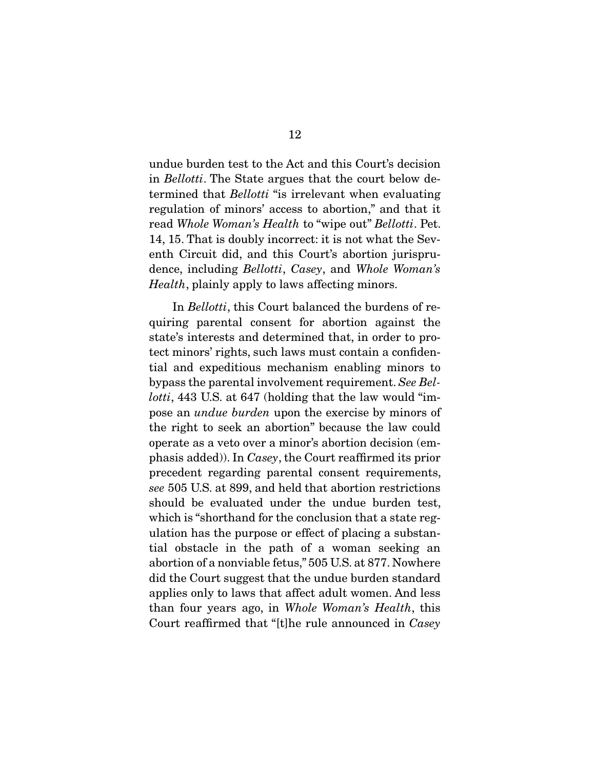undue burden test to the Act and this Court's decision in *Bellotti*. The State argues that the court below determined that *Bellotti* "is irrelevant when evaluating regulation of minors' access to abortion," and that it read *Whole Woman's Health* to "wipe out" *Bellotti*. Pet. 14, 15. That is doubly incorrect: it is not what the Seventh Circuit did, and this Court's abortion jurisprudence, including *Bellotti*, *Casey*, and *Whole Woman's Health*, plainly apply to laws affecting minors.

In *Bellotti*, this Court balanced the burdens of requiring parental consent for abortion against the state's interests and determined that, in order to protect minors' rights, such laws must contain a confidential and expeditious mechanism enabling minors to bypass the parental involvement requirement. *See Bellotti*, 443 U.S. at 647 (holding that the law would "impose an *undue burden* upon the exercise by minors of the right to seek an abortion" because the law could operate as a veto over a minor's abortion decision (emphasis added)). In *Casey*, the Court reaffirmed its prior precedent regarding parental consent requirements, *see* 505 U.S. at 899, and held that abortion restrictions should be evaluated under the undue burden test, which is "shorthand for the conclusion that a state regulation has the purpose or effect of placing a substantial obstacle in the path of a woman seeking an abortion of a nonviable fetus," 505 U.S. at 877. Nowhere did the Court suggest that the undue burden standard applies only to laws that affect adult women. And less than four years ago, in *Whole Woman's Health*, this Court reaffirmed that "[t]he rule announced in *Casey*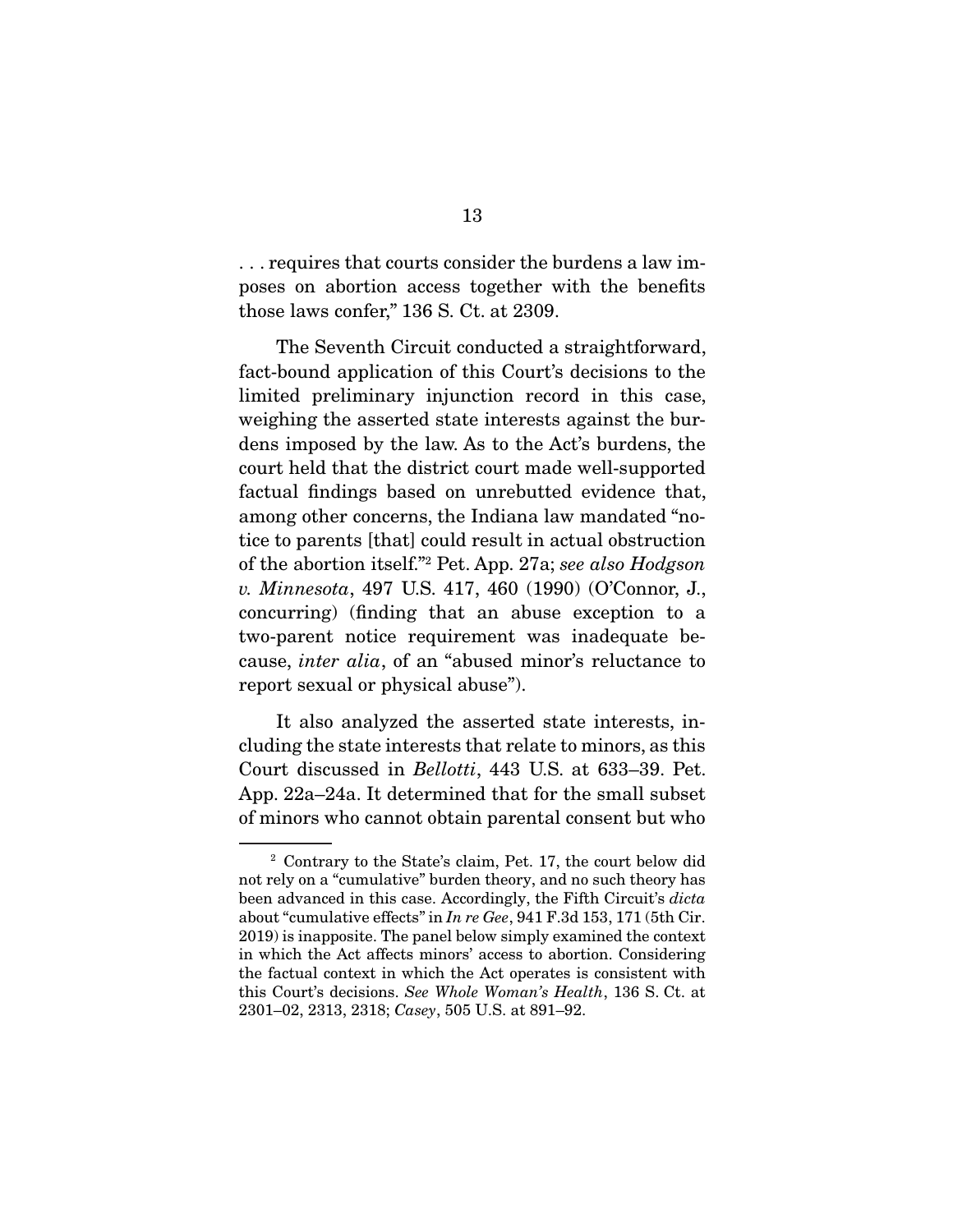. . . requires that courts consider the burdens a law imposes on abortion access together with the benefits those laws confer," 136 S. Ct. at 2309.

The Seventh Circuit conducted a straightforward, fact-bound application of this Court's decisions to the limited preliminary injunction record in this case, weighing the asserted state interests against the burdens imposed by the law. As to the Act's burdens, the court held that the district court made well-supported factual findings based on unrebutted evidence that, among other concerns, the Indiana law mandated "notice to parents [that] could result in actual obstruction of the abortion itself."[2] Pet. App. 27a; *see also Hodgson v. Minnesota*, 497 U.S. 417, 460 (1990) (O'Connor, J., concurring) (finding that an abuse exception to a two-parent notice requirement was inadequate because, *inter alia*, of an "abused minor's reluctance to report sexual or physical abuse").

It also analyzed the asserted state interests, including the state interests that relate to minors, as this Court discussed in *Bellotti*, 443 U.S. at 633–39. Pet. App. 22a–24a. It determined that for the small subset of minors who cannot obtain parental consent but who

---

[2] Contrary to the State's claim, Pet. 17, the court below did not rely on a "cumulative" burden theory, and no such theory has been advanced in this case. Accordingly, the Fifth Circuit's *dicta* about "cumulative effects" in *In re Gee*, 941 F.3d 153, 171 (5th Cir. 2019) is inapposite. The panel below simply examined the context in which the Act affects minors' access to abortion. Considering the factual context in which the Act operates is consistent with this Court's decisions. *See Whole Woman's Health*, 136 S. Ct. at 2301–02, 2313, 2318; *Casey*, 505 U.S. at 891–92.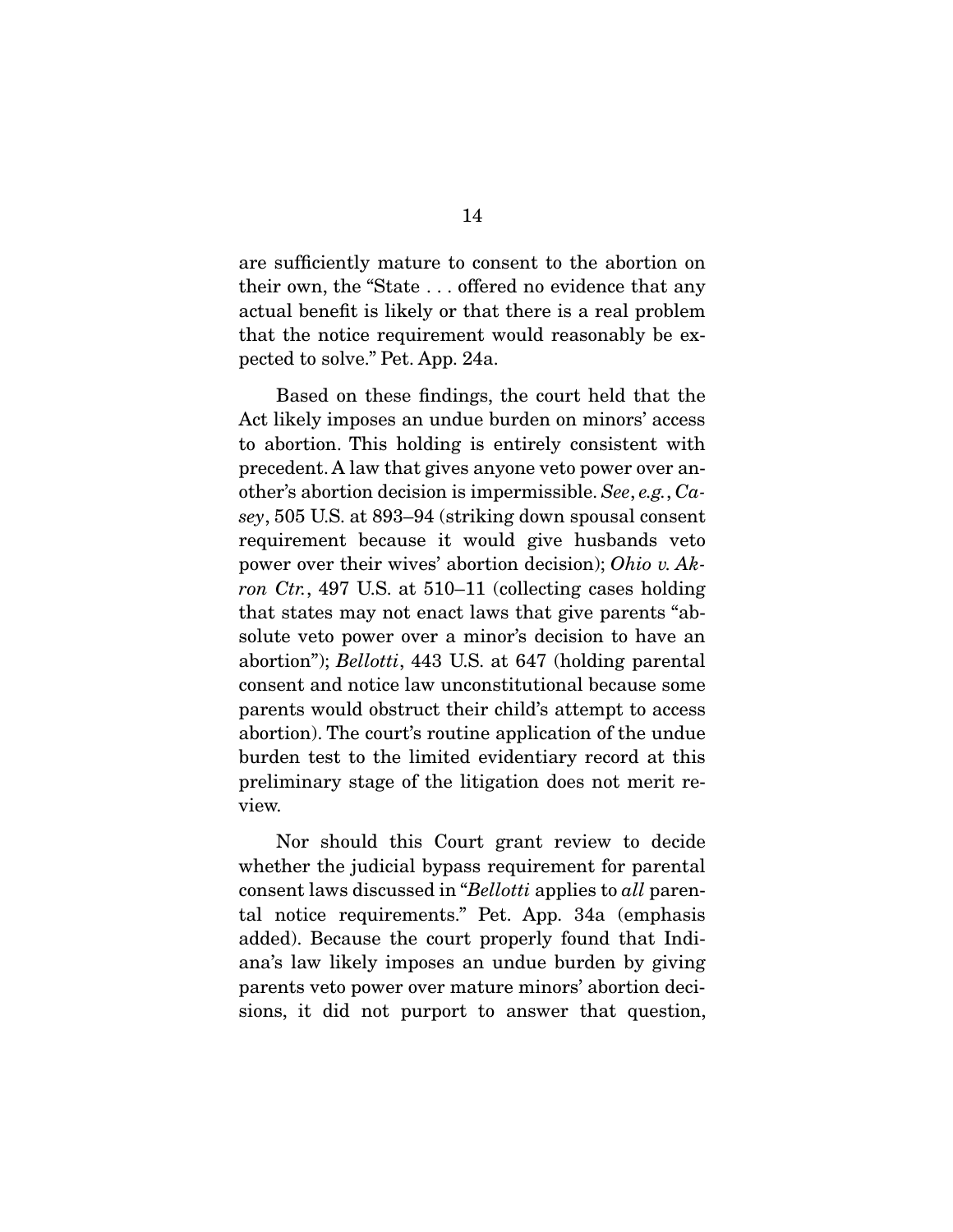are sufficiently mature to consent to the abortion on their own, the "State . . . offered no evidence that any actual benefit is likely or that there is a real problem that the notice requirement would reasonably be expected to solve." Pet. App. 24a.

Based on these findings, the court held that the Act likely imposes an undue burden on minors' access to abortion. This holding is entirely consistent with precedent. A law that gives anyone veto power over another's abortion decision is impermissible. *See*, *e.g.*, *Casey*, 505 U.S. at 893–94 (striking down spousal consent requirement because it would give husbands veto power over their wives' abortion decision); *Ohio v. Akron Ctr.*, 497 U.S. at 510–11 (collecting cases holding that states may not enact laws that give parents "absolute veto power over a minor's decision to have an abortion"); *Bellotti*, 443 U.S. at 647 (holding parental consent and notice law unconstitutional because some parents would obstruct their child's attempt to access abortion). The court's routine application of the undue burden test to the limited evidentiary record at this preliminary stage of the litigation does not merit review.

Nor should this Court grant review to decide whether the judicial bypass requirement for parental consent laws discussed in "*Bellotti* applies to *all* parental notice requirements." Pet. App. 34a (emphasis added). Because the court properly found that Indiana's law likely imposes an undue burden by giving parents veto power over mature minors' abortion decisions, it did not purport to answer that question,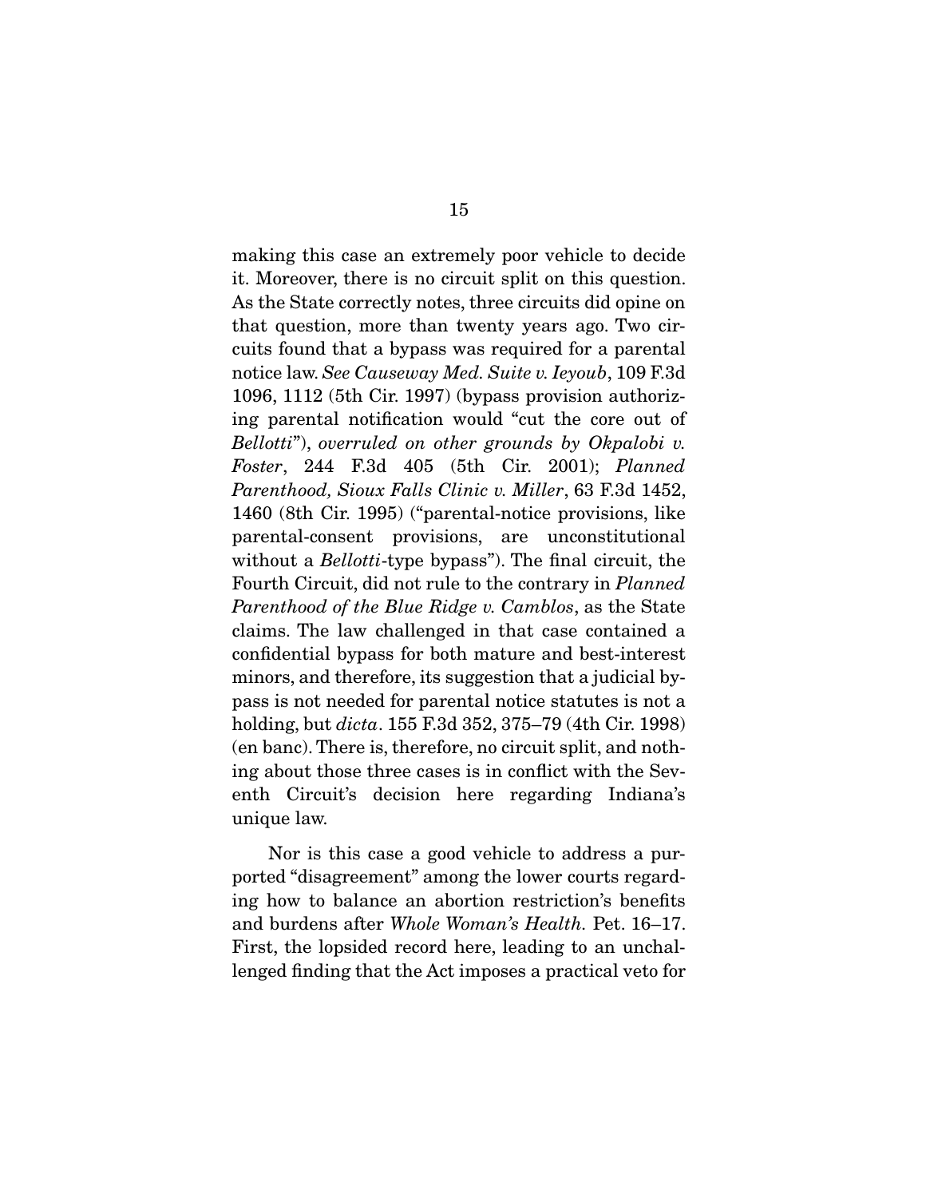making this case an extremely poor vehicle to decide it. Moreover, there is no circuit split on this question. As the State correctly notes, three circuits did opine on that question, more than twenty years ago. Two circuits found that a bypass was required for a parental notice law. *See Causeway Med. Suite v. Ieyoub*, 109 F.3d 1096, 1112 (5th Cir. 1997) (bypass provision authorizing parental notification would "cut the core out of *Bellotti*"), *overruled on other grounds by Okpalobi v. Foster*, 244 F.3d 405 (5th Cir. 2001); *Planned Parenthood, Sioux Falls Clinic v. Miller*, 63 F.3d 1452, 1460 (8th Cir. 1995) ("parental-notice provisions, like parental-consent provisions, are unconstitutional without a *Bellotti*-type bypass"). The final circuit, the Fourth Circuit, did not rule to the contrary in *Planned Parenthood of the Blue Ridge v. Camblos*, as the State claims. The law challenged in that case contained a confidential bypass for both mature and best-interest minors, and therefore, its suggestion that a judicial bypass is not needed for parental notice statutes is not a holding, but *dicta*. 155 F.3d 352, 375–79 (4th Cir. 1998) (en banc). There is, therefore, no circuit split, and nothing about those three cases is in conflict with the Seventh Circuit's decision here regarding Indiana's unique law.

Nor is this case a good vehicle to address a purported "disagreement" among the lower courts regarding how to balance an abortion restriction's benefits and burdens after *Whole Woman's Health*. Pet. 16–17. First, the lopsided record here, leading to an unchallenged finding that the Act imposes a practical veto for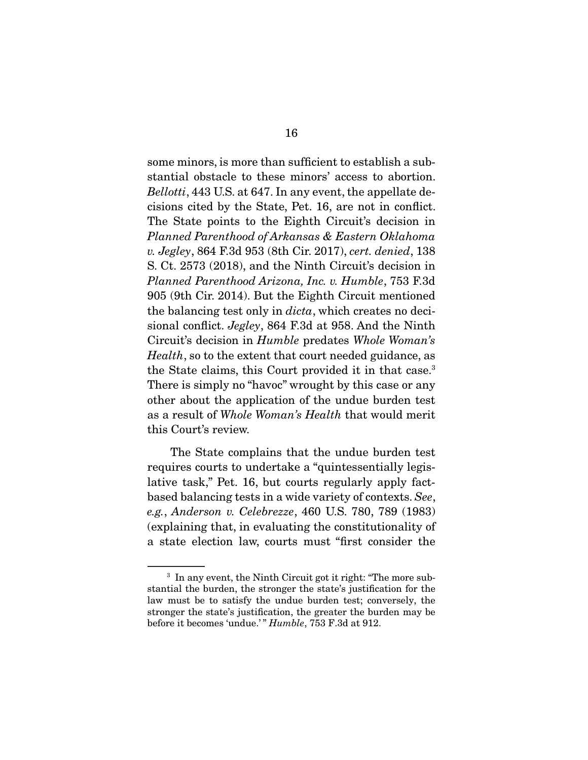some minors, is more than sufficient to establish a substantial obstacle to these minors' access to abortion. *Bellotti*, 443 U.S. at 647. In any event, the appellate decisions cited by the State, Pet. 16, are not in conflict. The State points to the Eighth Circuit's decision in *Planned Parenthood of Arkansas & Eastern Oklahoma v. Jegley*, 864 F.3d 953 (8th Cir. 2017), *cert. denied*, 138 S. Ct. 2573 (2018), and the Ninth Circuit's decision in *Planned Parenthood Arizona, Inc. v. Humble*, 753 F.3d 905 (9th Cir. 2014). But the Eighth Circuit mentioned the balancing test only in *dicta*, which creates no decisional conflict. *Jegley*, 864 F.3d at 958. And the Ninth Circuit's decision in *Humble* predates *Whole Woman's Health*, so to the extent that court needed guidance, as the State claims, this Court provided it in that case.[3] There is simply no "havoc" wrought by this case or any other about the application of the undue burden test as a result of *Whole Woman's Health* that would merit this Court's review.

The State complains that the undue burden test requires courts to undertake a "quintessentially legislative task," Pet. 16, but courts regularly apply fact-based balancing tests in a wide variety of contexts. *See, e.g.*, *Anderson v. Celebrezze*, 460 U.S. 780, 789 (1983) (explaining that, in evaluating the constitutionality of a state election law, courts must "first consider the

[3] In any event, the Ninth Circuit got it right: "The more substantial the burden, the stronger the state's justification for the law must be to satisfy the undue burden test; conversely, the stronger the state's justification, the greater the burden may be before it becomes 'undue.'" *Humble*, 753 F.3d at 912.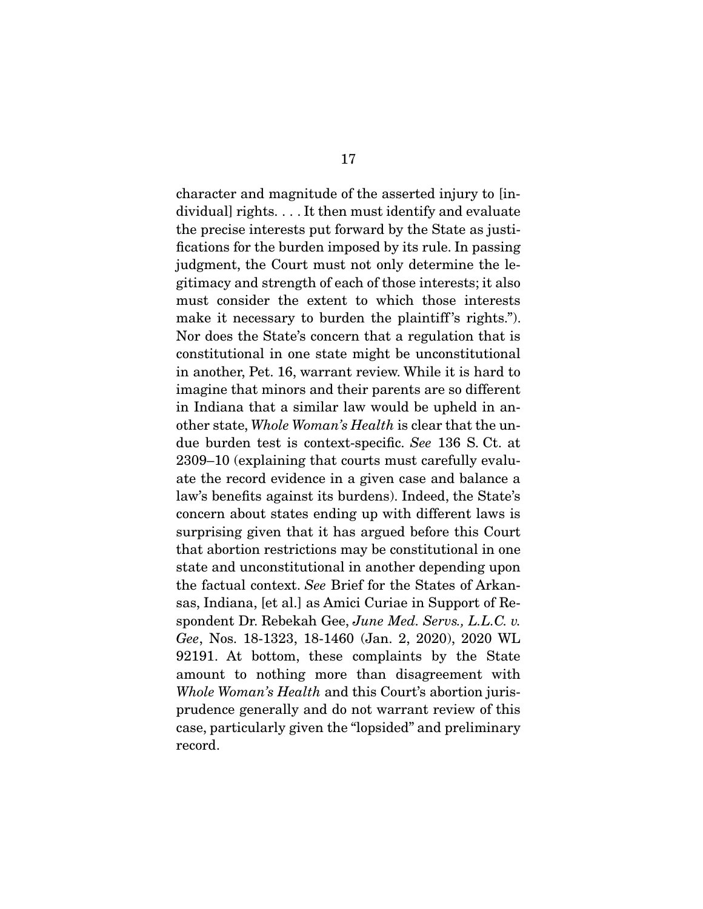character and magnitude of the asserted injury to [individual] rights. . . . It then must identify and evaluate the precise interests put forward by the State as justifications for the burden imposed by its rule. In passing judgment, the Court must not only determine the legitimacy and strength of each of those interests; it also must consider the extent to which those interests make it necessary to burden the plaintiff's rights."). Nor does the State's concern that a regulation that is constitutional in one state might be unconstitutional in another, Pet. 16, warrant review. While it is hard to imagine that minors and their parents are so different in Indiana that a similar law would be upheld in another state, *Whole Woman's Health* is clear that the undue burden test is context-specific. *See* 136 S. Ct. at 2309–10 (explaining that courts must carefully evaluate the record evidence in a given case and balance a law's benefits against its burdens). Indeed, the State's concern about states ending up with different laws is surprising given that it has argued before this Court that abortion restrictions may be constitutional in one state and unconstitutional in another depending upon the factual context. *See* Brief for the States of Arkansas, Indiana, [et al.] as Amici Curiae in Support of Respondent Dr. Rebekah Gee, *June Med. Servs., L.L.C. v. Gee*, Nos. 18-1323, 18-1460 (Jan. 2, 2020), 2020 WL 92191. At bottom, these complaints by the State amount to nothing more than disagreement with *Whole Woman's Health* and this Court's abortion jurisprudence generally and do not warrant review of this case, particularly given the "lopsided" and preliminary record.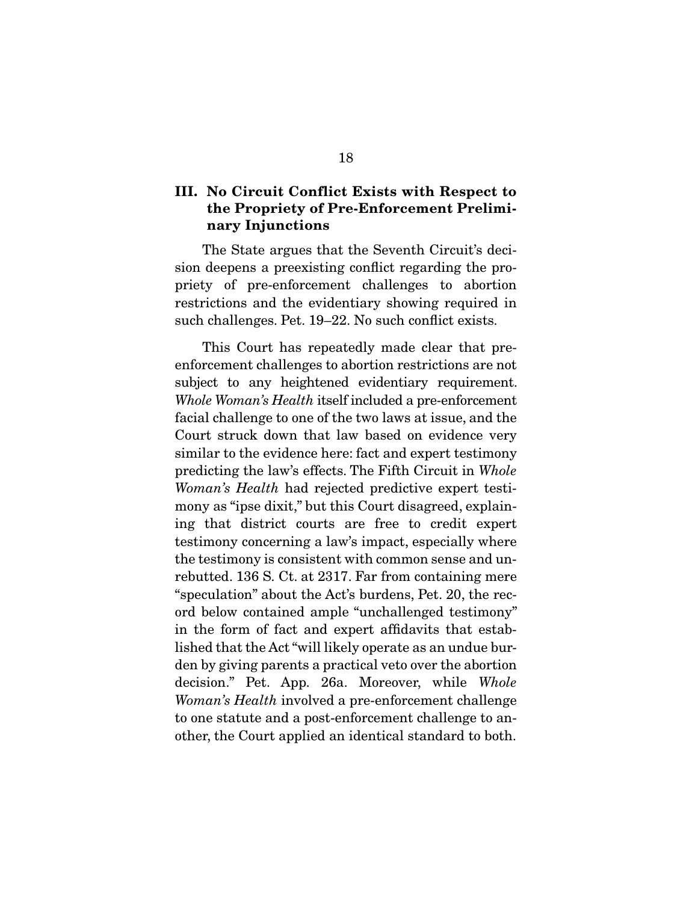## III. No Circuit Conflict Exists with Respect to the Propriety of Pre-Enforcement Preliminary Injunctions

The State argues that the Seventh Circuit's decision deepens a preexisting conflict regarding the propriety of pre-enforcement challenges to abortion restrictions and the evidentiary showing required in such challenges. Pet. 19–22. No such conflict exists.

This Court has repeatedly made clear that pre-enforcement challenges to abortion restrictions are not subject to any heightened evidentiary requirement. *Whole Woman's Health* itself included a pre-enforcement facial challenge to one of the two laws at issue, and the Court struck down that law based on evidence very similar to the evidence here: fact and expert testimony predicting the law's effects. The Fifth Circuit in *Whole Woman's Health* had rejected predictive expert testimony as "ipse dixit," but this Court disagreed, explaining that district courts are free to credit expert testimony concerning a law's impact, especially where the testimony is consistent with common sense and unrebutted. 136 S. Ct. at 2317. Far from containing mere "speculation" about the Act's burdens, Pet. 20, the record below contained ample "unchallenged testimony" in the form of fact and expert affidavits that established that the Act "will likely operate as an undue burden by giving parents a practical veto over the abortion decision." Pet. App. 26a. Moreover, while *Whole Woman's Health* involved a pre-enforcement challenge to one statute and a post-enforcement challenge to another, the Court applied an identical standard to both.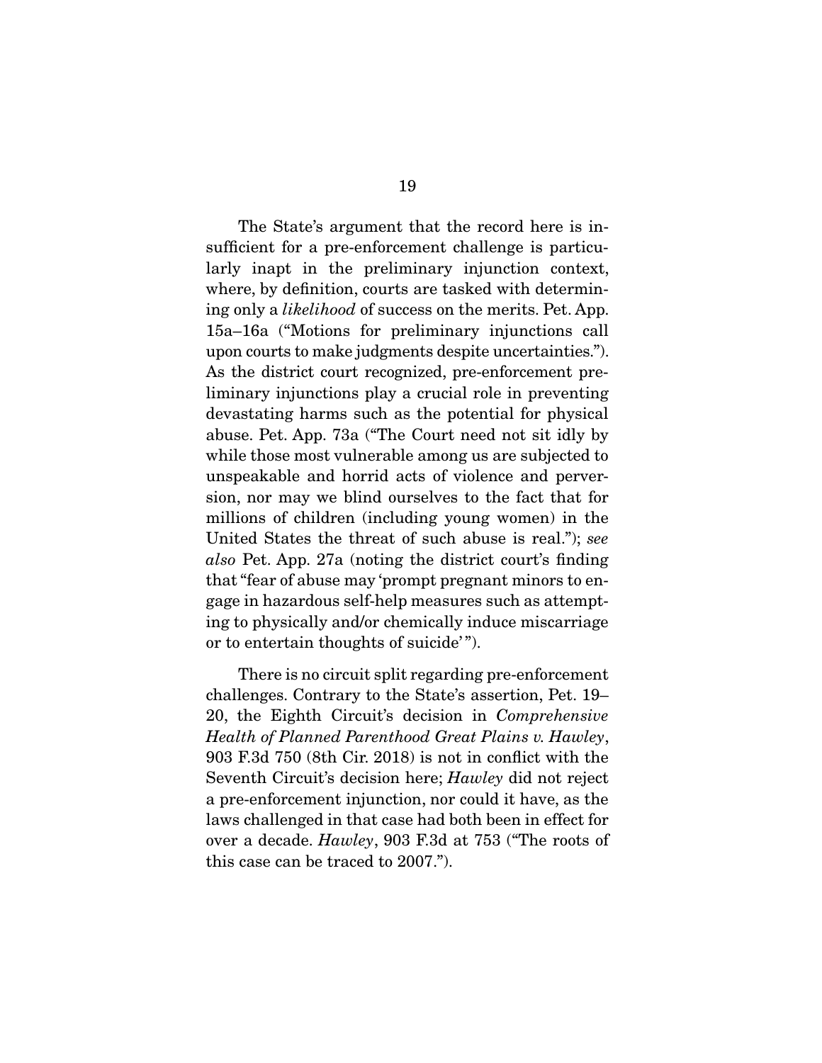The State's argument that the record here is insufficient for a pre-enforcement challenge is particularly inapt in the preliminary injunction context, where, by definition, courts are tasked with determining only a *likelihood* of success on the merits. Pet. App. 15a–16a ("Motions for preliminary injunctions call upon courts to make judgments despite uncertainties."). As the district court recognized, pre-enforcement preliminary injunctions play a crucial role in preventing devastating harms such as the potential for physical abuse. Pet. App. 73a ("The Court need not sit idly by while those most vulnerable among us are subjected to unspeakable and horrid acts of violence and perversion, nor may we blind ourselves to the fact that for millions of children (including young women) in the United States the threat of such abuse is real."); *see also* Pet. App. 27a (noting the district court's finding that "fear of abuse may 'prompt pregnant minors to engage in hazardous self-help measures such as attempting to physically and/or chemically induce miscarriage or to entertain thoughts of suicide'").

There is no circuit split regarding pre-enforcement challenges. Contrary to the State's assertion, Pet. 19–20, the Eighth Circuit's decision in *Comprehensive Health of Planned Parenthood Great Plains v. Hawley*, 903 F.3d 750 (8th Cir. 2018) is not in conflict with the Seventh Circuit's decision here; *Hawley* did not reject a pre-enforcement injunction, nor could it have, as the laws challenged in that case had both been in effect for over a decade. *Hawley*, 903 F.3d at 753 ("The roots of this case can be traced to 2007.").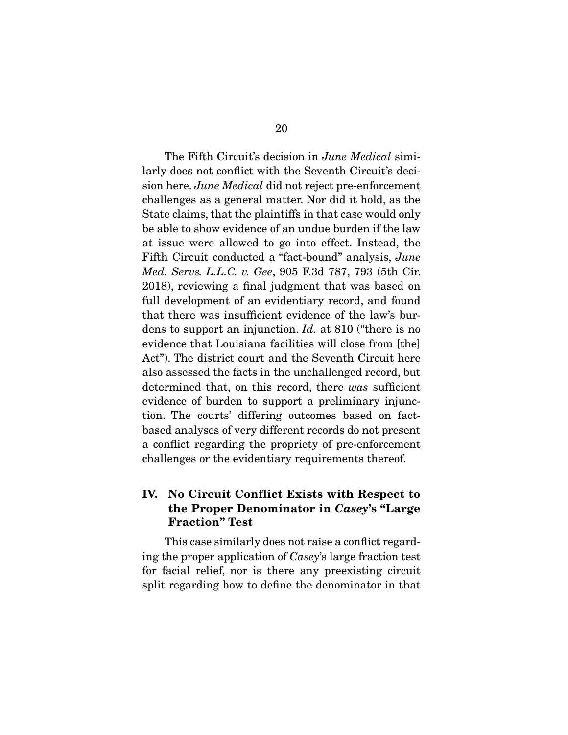The Fifth Circuit's decision in *June Medical* similarly does not conflict with the Seventh Circuit's decision here. *June Medical* did not reject pre-enforcement challenges as a general matter. Nor did it hold, as the State claims, that the plaintiffs in that case would only be able to show evidence of an undue burden if the law at issue were allowed to go into effect. Instead, the Fifth Circuit conducted a "fact-bound" analysis, *June Med. Servs. L.L.C. v. Gee*, 905 F.3d 787, 793 (5th Cir. 2018), reviewing a final judgment that was based on full development of an evidentiary record, and found that there was insufficient evidence of the law's burdens to support an injunction. *Id.* at 810 ("there is no evidence that Louisiana facilities will close from [the] Act"). The district court and the Seventh Circuit here also assessed the facts in the unchallenged record, but determined that, on this record, there *was* sufficient evidence of burden to support a preliminary injunction. The courts' differing outcomes based on fact-based analyses of very different records do not present a conflict regarding the propriety of pre-enforcement challenges or the evidentiary requirements thereof.

## IV. No Circuit Conflict Exists with Respect to the Proper Denominator in *Casey*'s "Large Fraction" Test

This case similarly does not raise a conflict regarding the proper application of *Casey*'s large fraction test for facial relief, nor is there any preexisting circuit split regarding how to define the denominator in that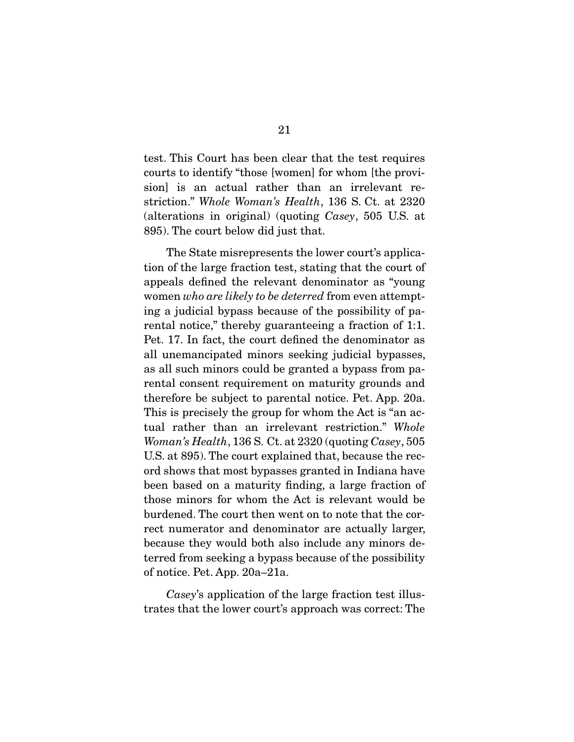test. This Court has been clear that the test requires courts to identify "those [women] for whom [the provision] is an actual rather than an irrelevant restriction." *Whole Woman's Health*, 136 S. Ct. at 2320 (alterations in original) (quoting *Casey*, 505 U.S. at 895). The court below did just that.

The State misrepresents the lower court's application of the large fraction test, stating that the court of appeals defined the relevant denominator as "young women *who are likely to be deterred* from even attempting a judicial bypass because of the possibility of parental notice," thereby guaranteeing a fraction of 1:1. Pet. 17. In fact, the court defined the denominator as all unemancipated minors seeking judicial bypasses, as all such minors could be granted a bypass from parental consent requirement on maturity grounds and therefore be subject to parental notice. Pet. App. 20a. This is precisely the group for whom the Act is "an actual rather than an irrelevant restriction." *Whole Woman's Health*, 136 S. Ct. at 2320 (quoting *Casey*, 505 U.S. at 895). The court explained that, because the record shows that most bypasses granted in Indiana have been based on a maturity finding, a large fraction of those minors for whom the Act is relevant would be burdened. The court then went on to note that the correct numerator and denominator are actually larger, because they would both also include any minors deterred from seeking a bypass because of the possibility of notice. Pet. App. 20a–21a.

*Casey*'s application of the large fraction test illustrates that the lower court's approach was correct: The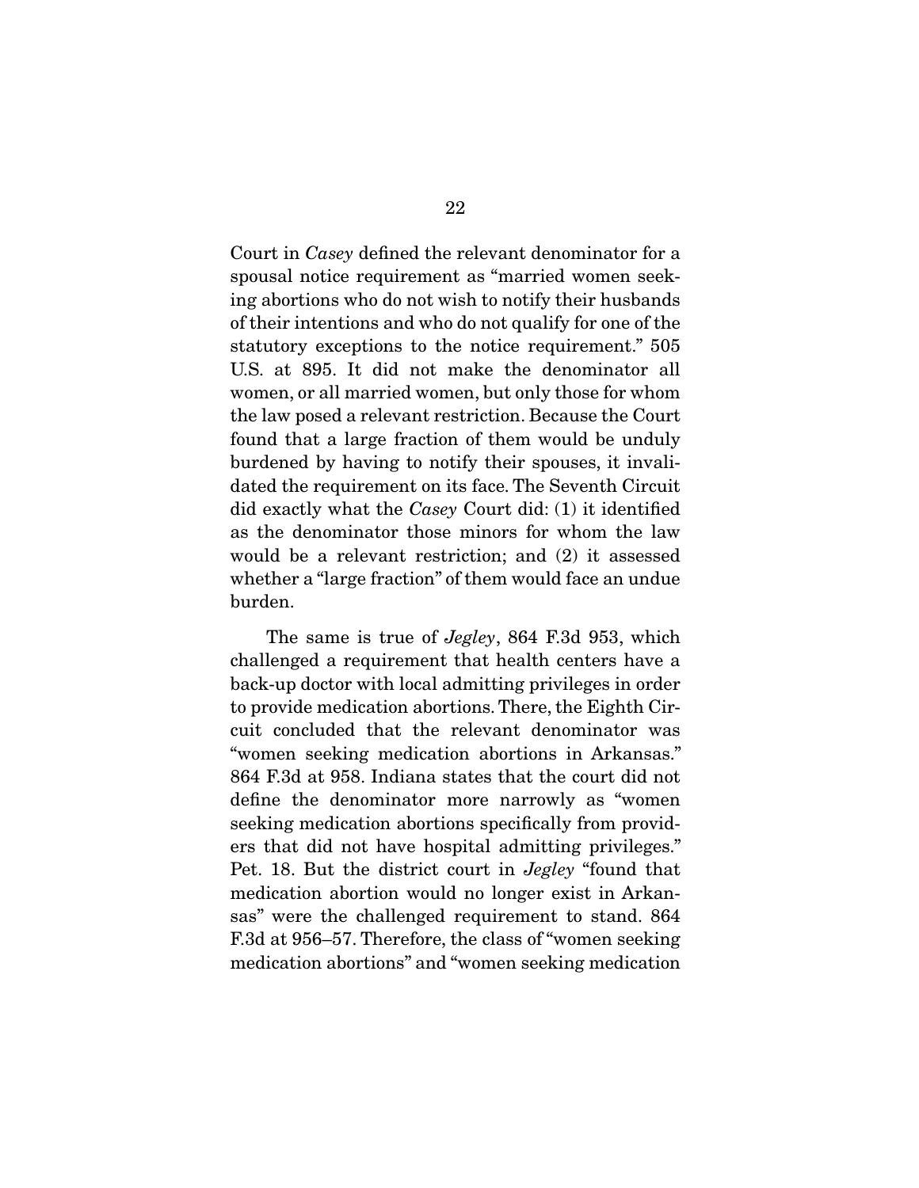Court in *Casey* defined the relevant denominator for a spousal notice requirement as "married women seeking abortions who do not wish to notify their husbands of their intentions and who do not qualify for one of the statutory exceptions to the notice requirement." 505 U.S. at 895. It did not make the denominator all women, or all married women, but only those for whom the law posed a relevant restriction. Because the Court found that a large fraction of them would be unduly burdened by having to notify their spouses, it invalidated the requirement on its face. The Seventh Circuit did exactly what the *Casey* Court did: (1) it identified as the denominator those minors for whom the law would be a relevant restriction; and (2) it assessed whether a "large fraction" of them would face an undue burden.

The same is true of *Jegley*, 864 F.3d 953, which challenged a requirement that health centers have a back-up doctor with local admitting privileges in order to provide medication abortions. There, the Eighth Circuit concluded that the relevant denominator was "women seeking medication abortions in Arkansas." 864 F.3d at 958. Indiana states that the court did not define the denominator more narrowly as "women seeking medication abortions specifically from providers that did not have hospital admitting privileges." Pet. 18. But the district court in *Jegley* "found that medication abortion would no longer exist in Arkansas" were the challenged requirement to stand. 864 F.3d at 956–57. Therefore, the class of "women seeking medication abortions" and "women seeking medication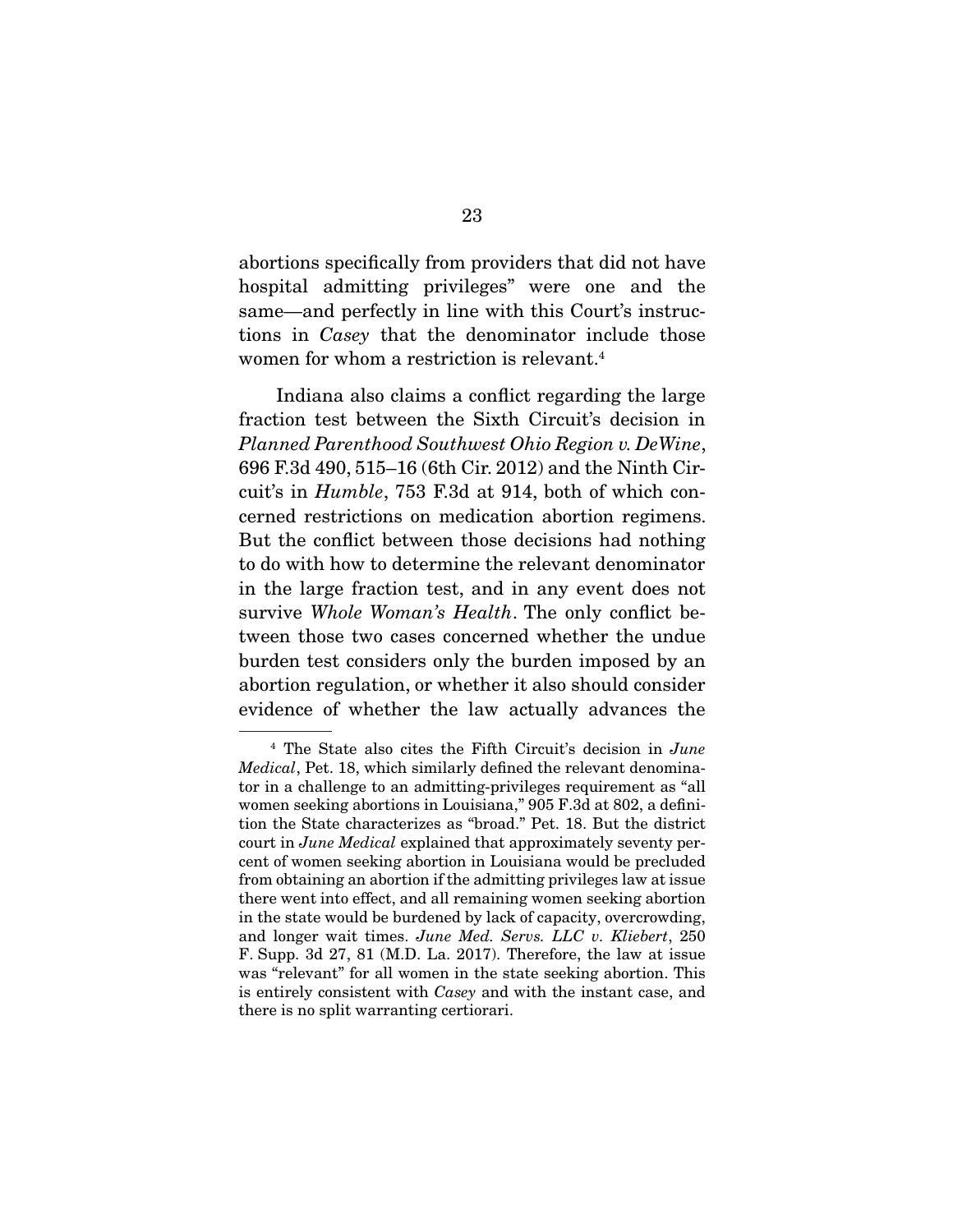abortions specifically from providers that did not have hospital admitting privileges" were one and the same—and perfectly in line with this Court's instructions in *Casey* that the denominator include those women for whom a restriction is relevant.[4]

Indiana also claims a conflict regarding the large fraction test between the Sixth Circuit's decision in *Planned Parenthood Southwest Ohio Region v. DeWine*, 696 F.3d 490, 515–16 (6th Cir. 2012) and the Ninth Circuit's in *Humble*, 753 F.3d at 914, both of which concerned restrictions on medication abortion regimens. But the conflict between those decisions had nothing to do with how to determine the relevant denominator in the large fraction test, and in any event does not survive *Whole Woman's Health*. The only conflict between those two cases concerned whether the undue burden test considers only the burden imposed by an abortion regulation, or whether it also should consider evidence of whether the law actually advances the

---

[4] The State also cites the Fifth Circuit's decision in *June Medical*, Pet. 18, which similarly defined the relevant denominator in a challenge to an admitting-privileges requirement as "all women seeking abortions in Louisiana," 905 F.3d at 802, a definition the State characterizes as "broad." Pet. 18. But the district court in *June Medical* explained that approximately seventy percent of women seeking abortion in Louisiana would be precluded from obtaining an abortion if the admitting privileges law at issue there went into effect, and all remaining women seeking abortion in the state would be burdened by lack of capacity, overcrowding, and longer wait times. *June Med. Servs. LLC v. Kliebert*, 250 F. Supp. 3d 27, 81 (M.D. La. 2017). Therefore, the law at issue was "relevant" for all women in the state seeking abortion. This is entirely consistent with *Casey* and with the instant case, and there is no split warranting certiorari.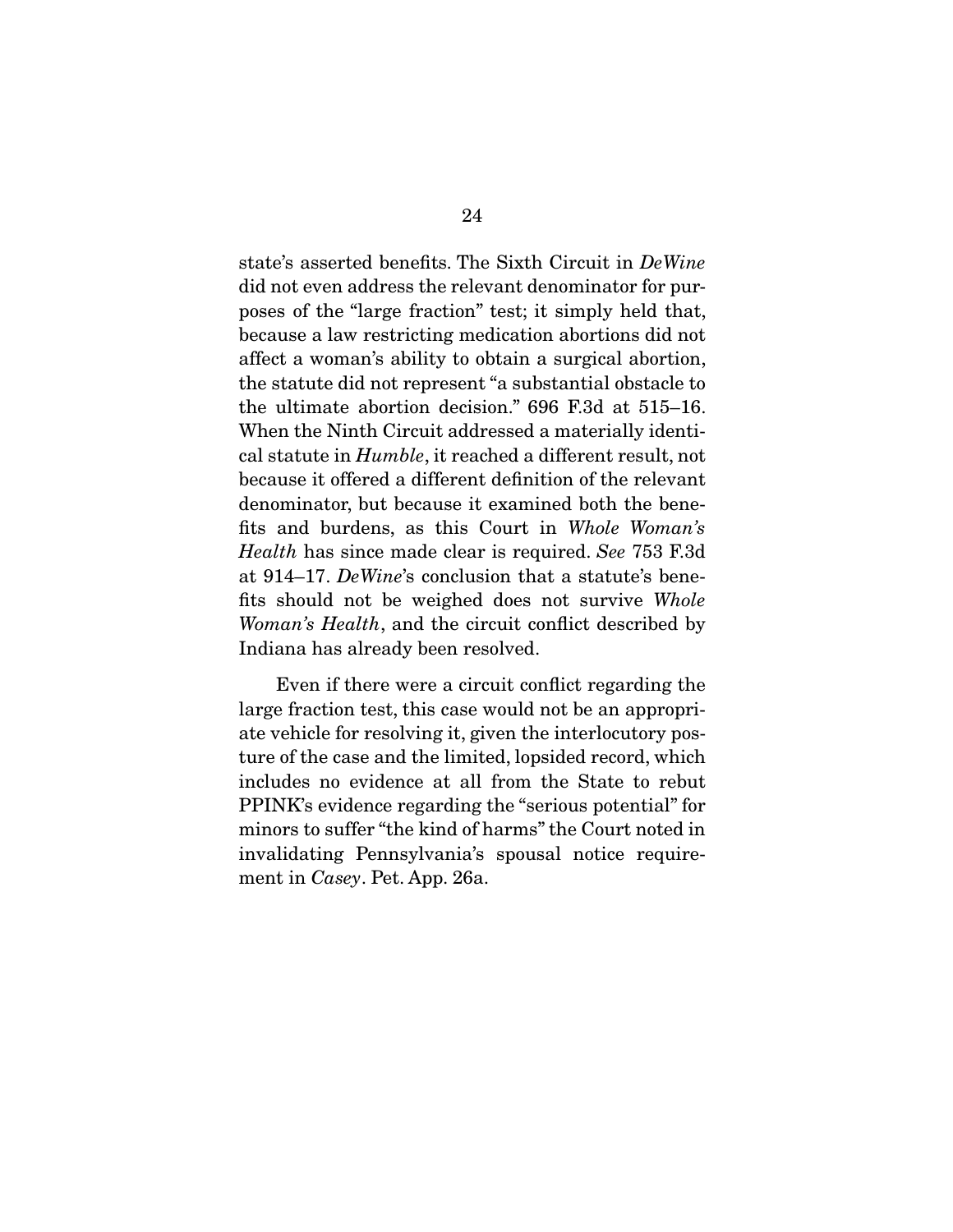state's asserted benefits. The Sixth Circuit in *DeWine* did not even address the relevant denominator for purposes of the "large fraction" test; it simply held that, because a law restricting medication abortions did not affect a woman's ability to obtain a surgical abortion, the statute did not represent "a substantial obstacle to the ultimate abortion decision." 696 F.3d at 515–16. When the Ninth Circuit addressed a materially identical statute in *Humble*, it reached a different result, not because it offered a different definition of the relevant denominator, but because it examined both the benefits and burdens, as this Court in *Whole Woman's Health* has since made clear is required. *See* 753 F.3d at 914–17. *DeWine*'s conclusion that a statute's benefits should not be weighed does not survive *Whole Woman's Health*, and the circuit conflict described by Indiana has already been resolved.

Even if there were a circuit conflict regarding the large fraction test, this case would not be an appropriate vehicle for resolving it, given the interlocutory posture of the case and the limited, lopsided record, which includes no evidence at all from the State to rebut PPINK's evidence regarding the "serious potential" for minors to suffer "the kind of harms" the Court noted in invalidating Pennsylvania's spousal notice requirement in *Casey*. Pet. App. 26a.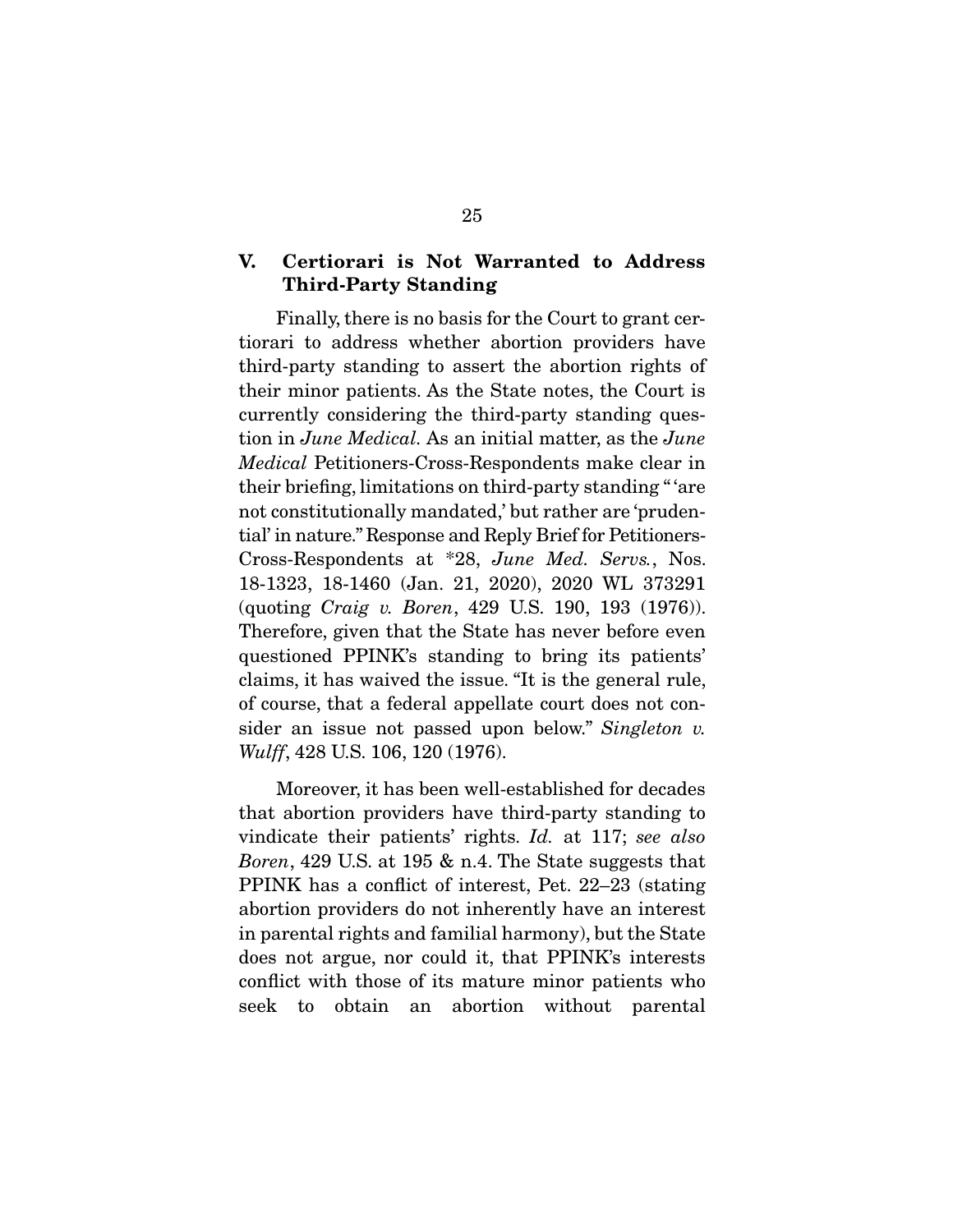## V. Certiorari is Not Warranted to Address Third-Party Standing

Finally, there is no basis for the Court to grant certiorari to address whether abortion providers have third-party standing to assert the abortion rights of their minor patients. As the State notes, the Court is currently considering the third-party standing question in *June Medical*. As an initial matter, as the *June Medical* Petitioners-Cross-Respondents make clear in their briefing, limitations on third-party standing " 'are not constitutionally mandated,' but rather are 'prudential' in nature." Response and Reply Brief for Petitioners-Cross-Respondents at *28, *June Med. Servs.*, Nos. 18-1323, 18-1460 (Jan. 21, 2020), 2020 WL 373291 (quoting *Craig v. Boren*, 429 U.S. 190, 193 (1976)). Therefore, given that the State has never before even questioned PPINK's standing to bring its patients' claims, it has waived the issue. "It is the general rule, of course, that a federal appellate court does not consider an issue not passed upon below." *Singleton v. Wulff*, 428 U.S. 106, 120 (1976).

Moreover, it has been well-established for decades that abortion providers have third-party standing to vindicate their patients' rights. *Id.* at 117; *see also Boren*, 429 U.S. at 195 & n.4. The State suggests that PPINK has a conflict of interest, Pet. 22–23 (stating abortion providers do not inherently have an interest in parental rights and familial harmony), but the State does not argue, nor could it, that PPINK's interests conflict with those of its mature minor patients who seek to obtain an abortion without parental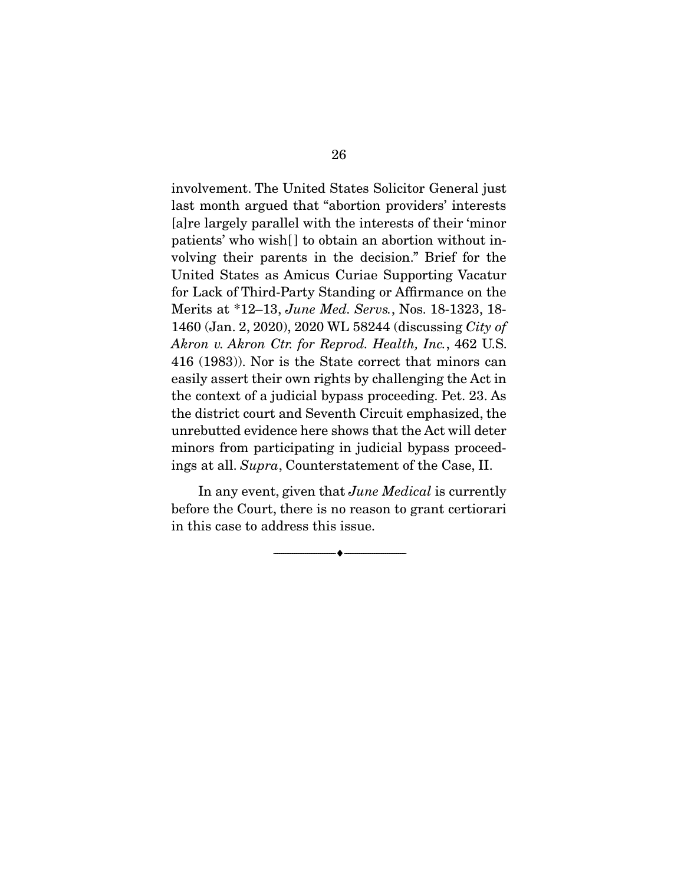involvement. The United States Solicitor General just last month argued that "abortion providers' interests [a]re largely parallel with the interests of their 'minor patients' who wish[] to obtain an abortion without involving their parents in the decision." Brief for the United States as Amicus Curiae Supporting Vacatur for Lack of Third-Party Standing or Affirmance on the Merits at *12–13, *June Med. Servs.*, Nos. 18-1323, 18-1460 (Jan. 2, 2020), 2020 WL 58244 (discussing *City of Akron v. Akron Ctr. for Reprod. Health, Inc.*, 462 U.S. 416 (1983)). Nor is the State correct that minors can easily assert their own rights by challenging the Act in the context of a judicial bypass proceeding. Pet. 23. As the district court and Seventh Circuit emphasized, the unrebutted evidence here shows that the Act will deter minors from participating in judicial bypass proceedings at all. *Supra*, Counterstatement of the Case, II.

In any event, given that *June Medical* is currently before the Court, there is no reason to grant certiorari in this case to address this issue.

---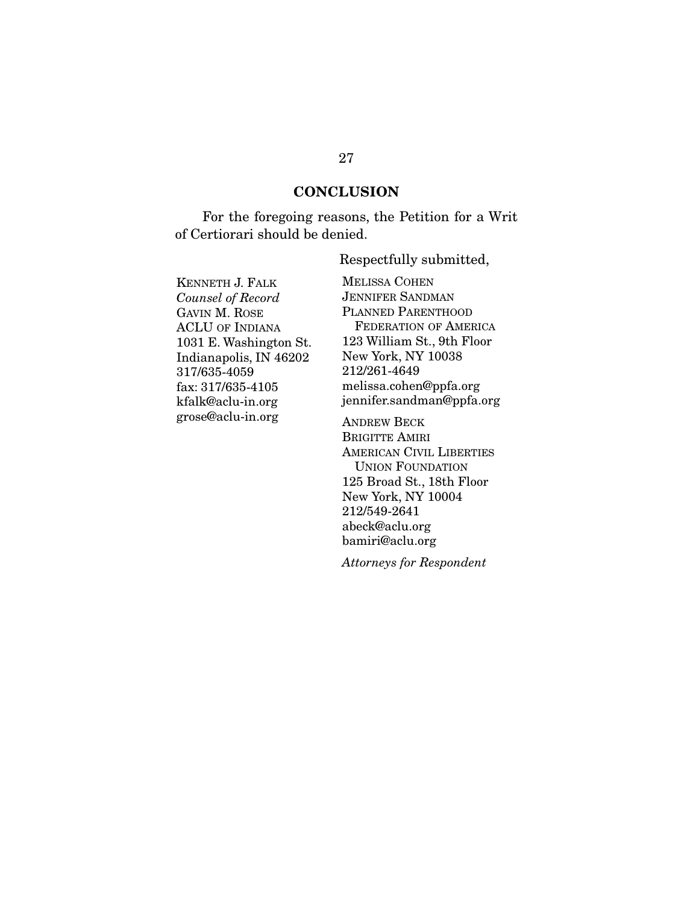## CONCLUSION

For the foregoing reasons, the Petition for a Writ of Certiorari should be denied.

Respectfully submitted,

KENNETH J. FALK
*Counsel of Record*
GAVIN M. ROSE
ACLU OF INDIANA
1031 E. Washington St.
Indianapolis, IN 46202
317/635-4059
fax: 317/635-4105
kfalk@aclu-in.org
grose@aclu-in.org

MELISSA COHEN
JENNIFER SANDMAN
PLANNED PARENTHOOD FEDERATION OF AMERICA
123 William St., 9th Floor
New York, NY 10038
212/261-4649
melissa.cohen@ppfa.org
jennifer.sandman@ppfa.org

ANDREW BECK
BRIGITTE AMIRI
AMERICAN CIVIL LIBERTIES UNION FOUNDATION
125 Broad St., 18th Floor
New York, NY 10004
212/549-2641
abeck@aclu.org
bamiri@aclu.org

*Attorneys for Respondent*